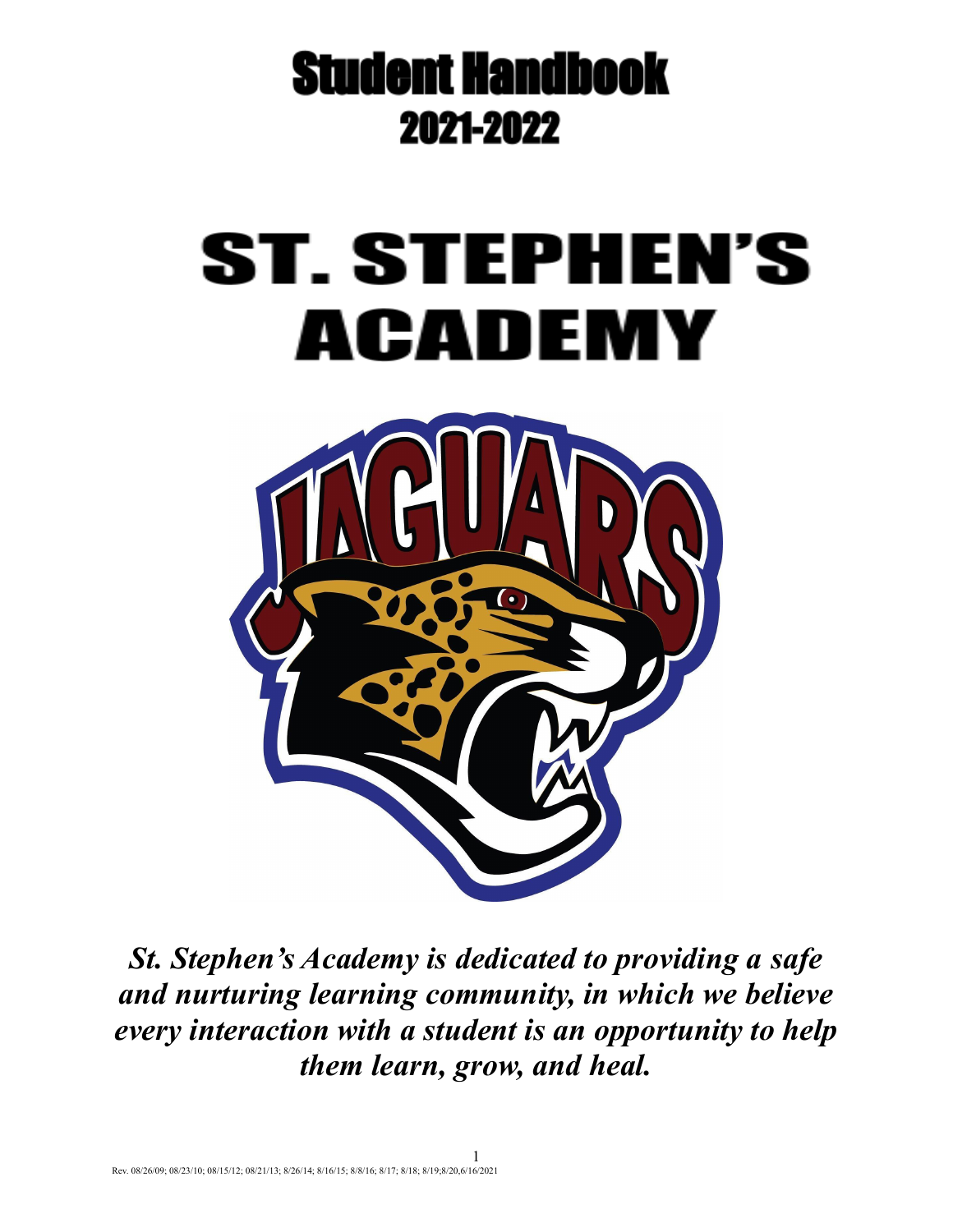# Student Handbook
## 2021-2022

# ST. STEPHEN'S ACADEMY

***St. Stephen's Academy is dedicated to providing a safe and nurturing learning community, in which we believe every interaction with a student is an opportunity to help them learn, grow, and heal.***

Rev. 08/26/09; 08/23/10; 08/15/12; 08/21/13; 8/26/14; 8/16/15; 8/8/16; 8/17; 8/18; 8/19;8/20,6/16/2021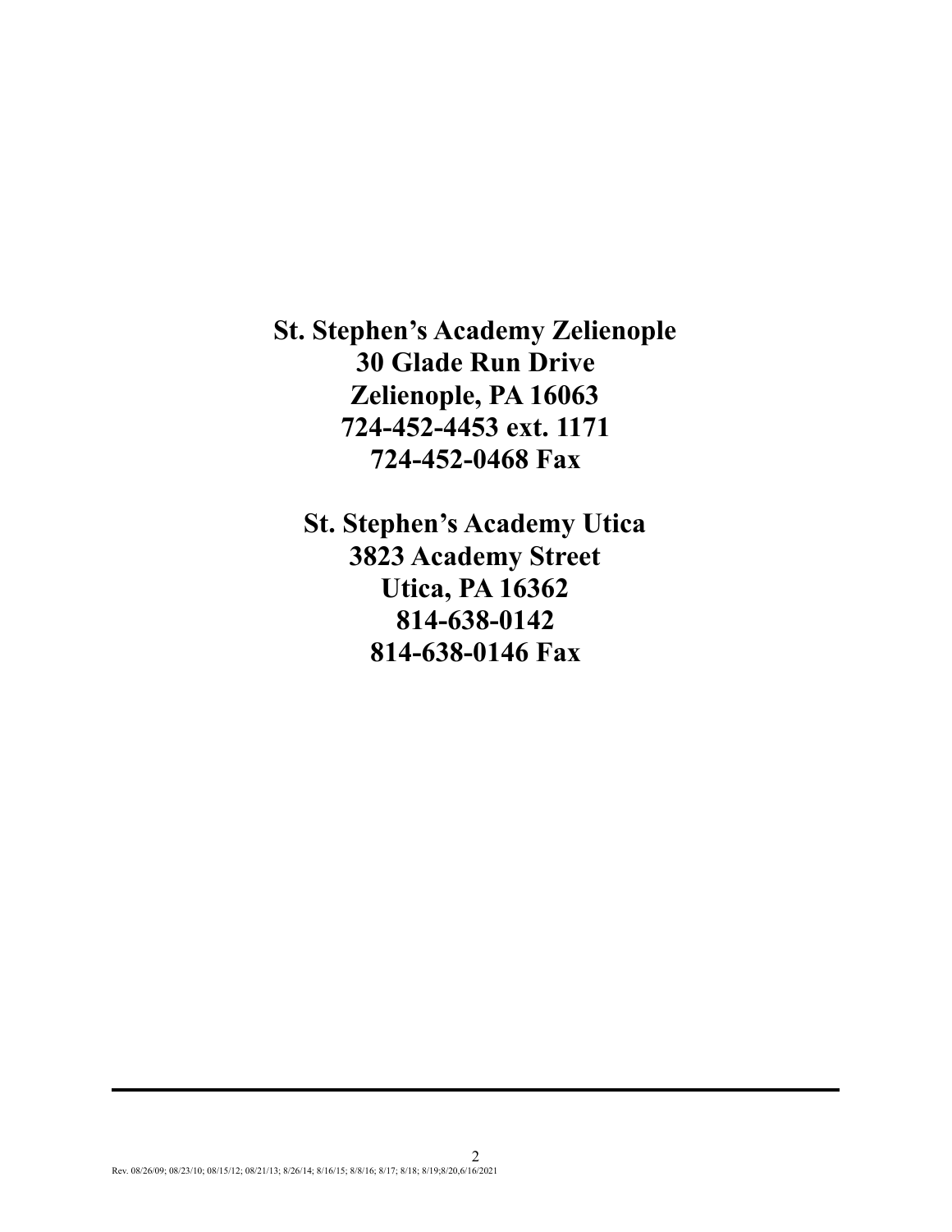**St. Stephen's Academy Zelienople**
**30 Glade Run Drive**
**Zelienople, PA 16063**
**724-452-4453 ext. 1171**
**724-452-0468 Fax**

**St. Stephen's Academy Utica**
**3823 Academy Street**
**Utica, PA 16362**
**814-638-0142**
**814-638-0146 Fax**

Rev. 08/26/09; 08/23/10; 08/15/12; 08/21/13; 8/26/14; 8/16/15; 8/8/16; 8/17; 8/18; 8/19;8/20,6/16/2021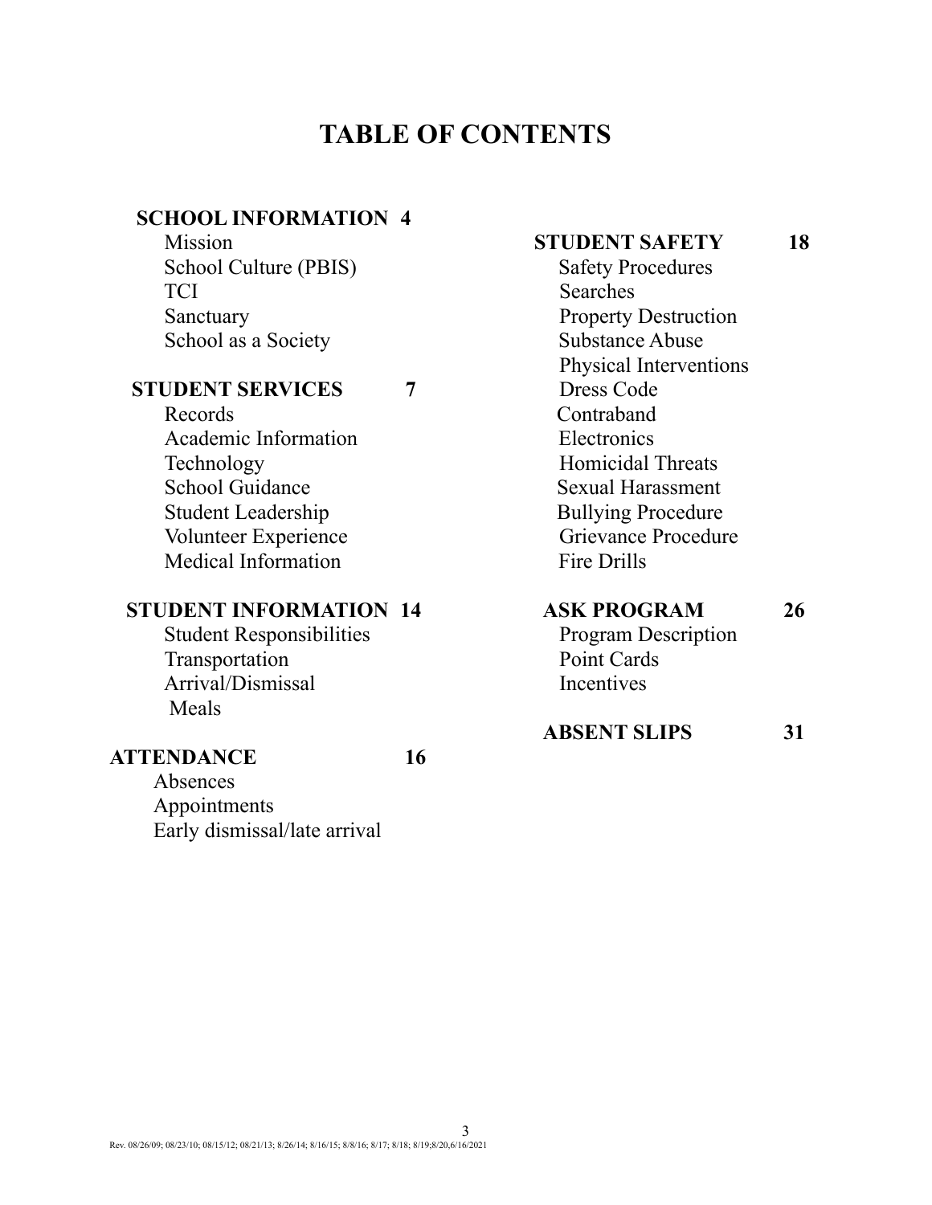# TABLE OF CONTENTS

**SCHOOL INFORMATION 4**

- Mission
- School Culture (PBIS)
- TCI
- Sanctuary
- School as a Society

**STUDENT SERVICES 7**

- Records
- Academic Information
- Technology
- School Guidance
- Student Leadership
- Volunteer Experience
- Medical Information

**STUDENT INFORMATION 14**

- Student Responsibilities
- Transportation
- Arrival/Dismissal
- Meals

**ATTENDANCE 16**

- Absences
- Appointments
- Early dismissal/late arrival

**STUDENT SAFETY 18**

- Safety Procedures
- Searches
- Property Destruction
- Substance Abuse
- Physical Interventions
- Dress Code
- Contraband
- Electronics
- Homicidal Threats
- Sexual Harassment
- Bullying Procedure
- Grievance Procedure
- Fire Drills

**ASK PROGRAM 26**

- Program Description
- Point Cards
- Incentives

**ABSENT SLIPS 31**

Rev. 08/26/09; 08/23/10; 08/15/12; 08/21/13; 8/26/14; 8/16/15; 8/8/16; 8/17; 8/18; 8/19;8/20,6/16/2021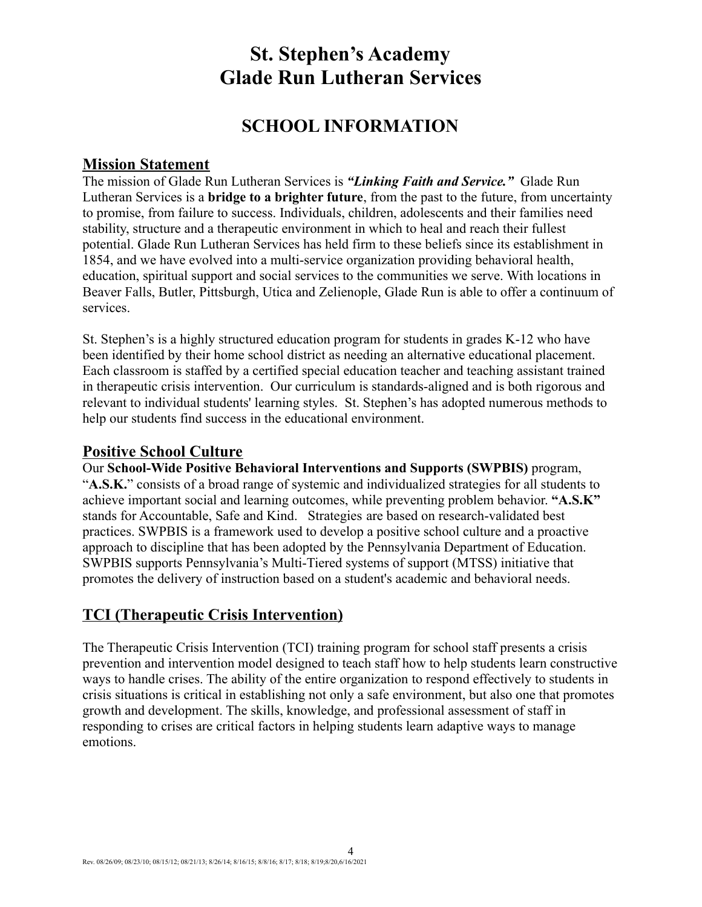# St. Stephen's Academy
# Glade Run Lutheran Services

## SCHOOL INFORMATION

### Mission Statement

The mission of Glade Run Lutheran Services is ***"Linking Faith and Service."*** Glade Run Lutheran Services is a **bridge to a brighter future**, from the past to the future, from uncertainty to promise, from failure to success. Individuals, children, adolescents and their families need stability, structure and a therapeutic environment in which to heal and reach their fullest potential. Glade Run Lutheran Services has held firm to these beliefs since its establishment in 1854, and we have evolved into a multi-service organization providing behavioral health, education, spiritual support and social services to the communities we serve. With locations in Beaver Falls, Butler, Pittsburgh, Utica and Zelienople, Glade Run is able to offer a continuum of services.

St. Stephen's is a highly structured education program for students in grades K-12 who have been identified by their home school district as needing an alternative educational placement. Each classroom is staffed by a certified special education teacher and teaching assistant trained in therapeutic crisis intervention. Our curriculum is standards-aligned and is both rigorous and relevant to individual students' learning styles. St. Stephen's has adopted numerous methods to help our students find success in the educational environment.

### Positive School Culture

Our **School-Wide Positive Behavioral Interventions and Supports (SWPBIS)** program, "**A.S.K.**" consists of a broad range of systemic and individualized strategies for all students to achieve important social and learning outcomes, while preventing problem behavior. **"A.S.K"** stands for Accountable, Safe and Kind. Strategies are based on research-validated best practices. SWPBIS is a framework used to develop a positive school culture and a proactive approach to discipline that has been adopted by the Pennsylvania Department of Education. SWPBIS supports Pennsylvania's Multi-Tiered systems of support (MTSS) initiative that promotes the delivery of instruction based on a student's academic and behavioral needs.

### TCI (Therapeutic Crisis Intervention)

The Therapeutic Crisis Intervention (TCI) training program for school staff presents a crisis prevention and intervention model designed to teach staff how to help students learn constructive ways to handle crises. The ability of the entire organization to respond effectively to students in crisis situations is critical in establishing not only a safe environment, but also one that promotes growth and development. The skills, knowledge, and professional assessment of staff in responding to crises are critical factors in helping students learn adaptive ways to manage emotions.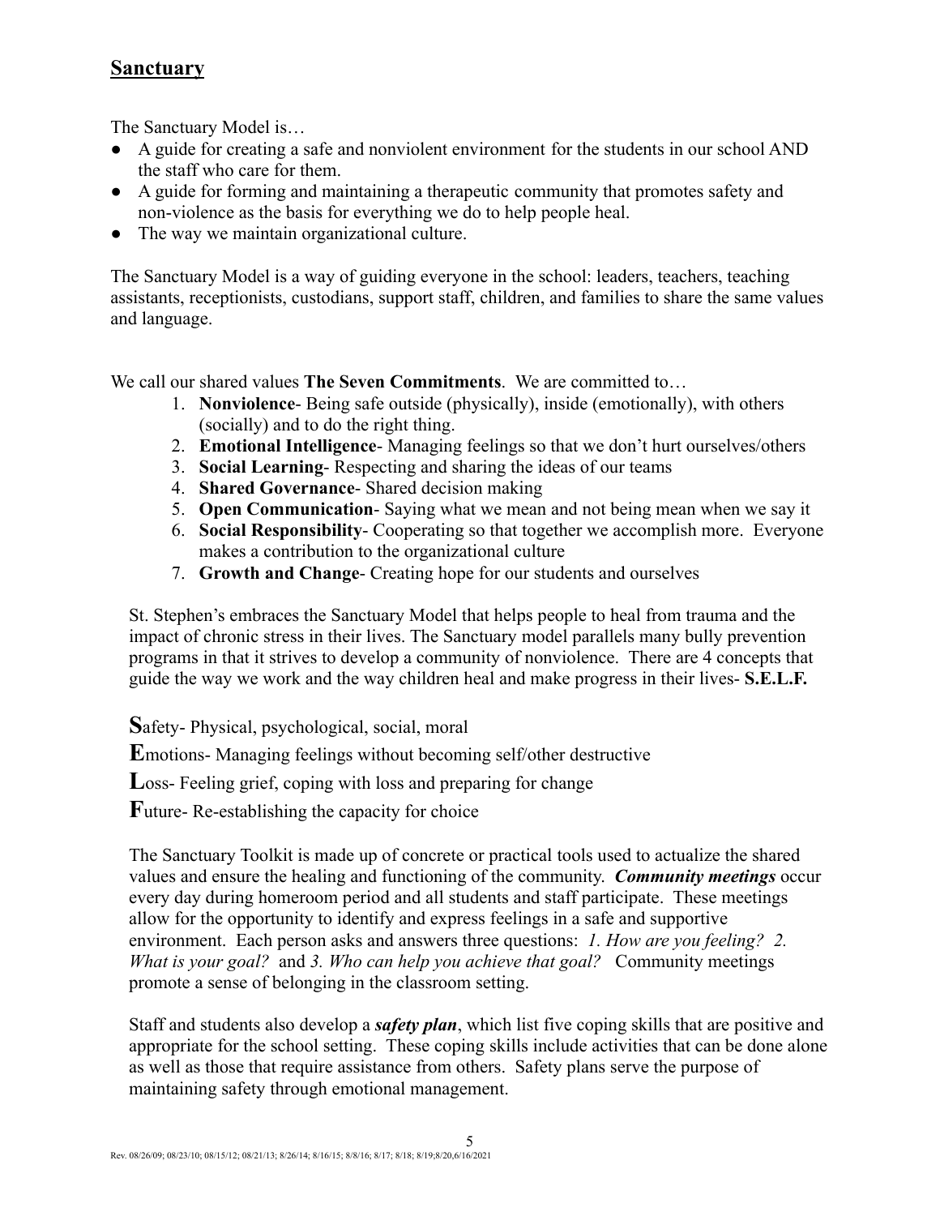## Sanctuary

The Sanctuary Model is…

- A guide for creating a safe and nonviolent environment for the students in our school AND the staff who care for them.
- A guide for forming and maintaining a therapeutic community that promotes safety and non-violence as the basis for everything we do to help people heal.
- The way we maintain organizational culture.

The Sanctuary Model is a way of guiding everyone in the school: leaders, teachers, teaching assistants, receptionists, custodians, support staff, children, and families to share the same values and language.

We call our shared values **The Seven Commitments**. We are committed to…

1. **Nonviolence**- Being safe outside (physically), inside (emotionally), with others (socially) and to do the right thing.
2. **Emotional Intelligence**- Managing feelings so that we don't hurt ourselves/others
3. **Social Learning**- Respecting and sharing the ideas of our teams
4. **Shared Governance**- Shared decision making
5. **Open Communication**- Saying what we mean and not being mean when we say it
6. **Social Responsibility**- Cooperating so that together we accomplish more. Everyone makes a contribution to the organizational culture
7. **Growth and Change**- Creating hope for our students and ourselves

St. Stephen's embraces the Sanctuary Model that helps people to heal from trauma and the impact of chronic stress in their lives. The Sanctuary model parallels many bully prevention programs in that it strives to develop a community of nonviolence. There are 4 concepts that guide the way we work and the way children heal and make progress in their lives- **S.E.L.F.**

**S**afety- Physical, psychological, social, moral

**E**motions- Managing feelings without becoming self/other destructive

**L**oss- Feeling grief, coping with loss and preparing for change

**F**uture- Re-establishing the capacity for choice

The Sanctuary Toolkit is made up of concrete or practical tools used to actualize the shared values and ensure the healing and functioning of the community. ***Community meetings*** occur every day during homeroom period and all students and staff participate. These meetings allow for the opportunity to identify and express feelings in a safe and supportive environment. Each person asks and answers three questions: *1. How are you feeling? 2. What is your goal?* and *3. Who can help you achieve that goal?* Community meetings promote a sense of belonging in the classroom setting.

Staff and students also develop a ***safety plan***, which list five coping skills that are positive and appropriate for the school setting. These coping skills include activities that can be done alone as well as those that require assistance from others. Safety plans serve the purpose of maintaining safety through emotional management.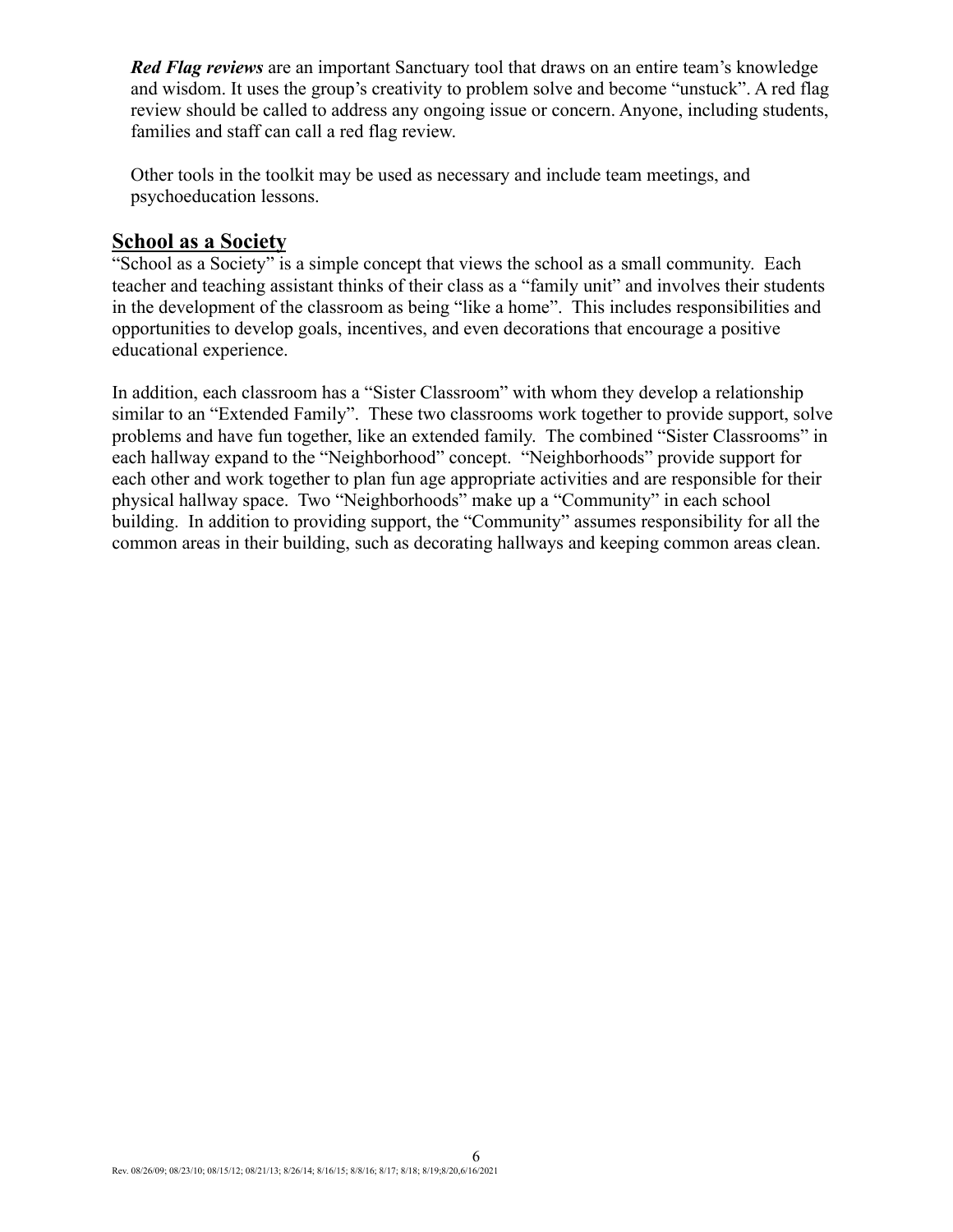***Red Flag reviews*** are an important Sanctuary tool that draws on an entire team's knowledge and wisdom. It uses the group's creativity to problem solve and become "unstuck". A red flag review should be called to address any ongoing issue or concern. Anyone, including students, families and staff can call a red flag review.

Other tools in the toolkit may be used as necessary and include team meetings, and psychoeducation lessons.

## School as a Society

"School as a Society" is a simple concept that views the school as a small community. Each teacher and teaching assistant thinks of their class as a "family unit" and involves their students in the development of the classroom as being "like a home". This includes responsibilities and opportunities to develop goals, incentives, and even decorations that encourage a positive educational experience.

In addition, each classroom has a "Sister Classroom" with whom they develop a relationship similar to an "Extended Family". These two classrooms work together to provide support, solve problems and have fun together, like an extended family. The combined "Sister Classrooms" in each hallway expand to the "Neighborhood" concept. "Neighborhoods" provide support for each other and work together to plan fun age appropriate activities and are responsible for their physical hallway space. Two "Neighborhoods" make up a "Community" in each school building. In addition to providing support, the "Community" assumes responsibility for all the common areas in their building, such as decorating hallways and keeping common areas clean.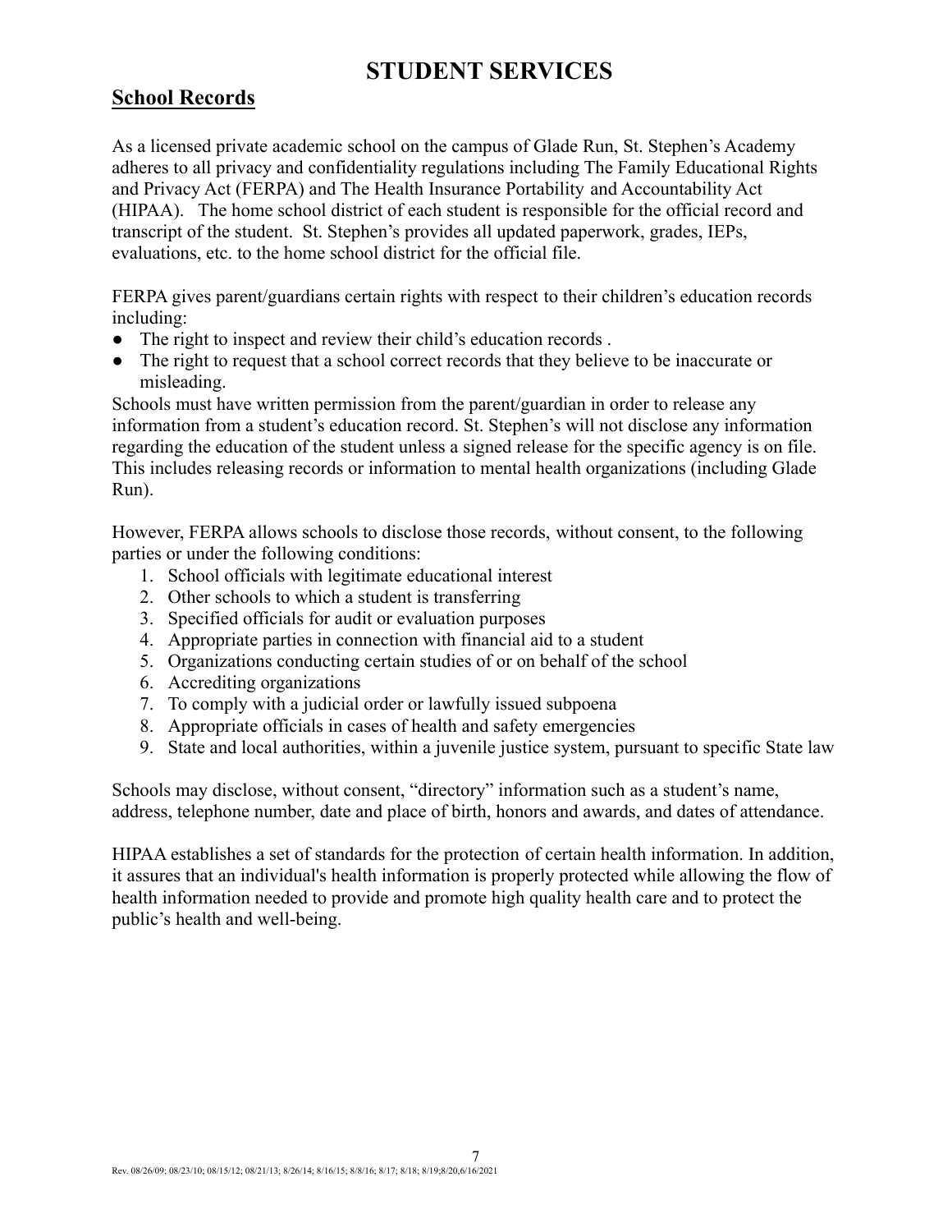# STUDENT SERVICES

## School Records

As a licensed private academic school on the campus of Glade Run, St. Stephen's Academy adheres to all privacy and confidentiality regulations including The Family Educational Rights and Privacy Act (FERPA) and The Health Insurance Portability and Accountability Act (HIPAA). The home school district of each student is responsible for the official record and transcript of the student. St. Stephen's provides all updated paperwork, grades, IEPs, evaluations, etc. to the home school district for the official file.

FERPA gives parent/guardians certain rights with respect to their children's education records including:

- The right to inspect and review their child's education records .
- The right to request that a school correct records that they believe to be inaccurate or misleading.

Schools must have written permission from the parent/guardian in order to release any information from a student's education record. St. Stephen's will not disclose any information regarding the education of the student unless a signed release for the specific agency is on file. This includes releasing records or information to mental health organizations (including Glade Run).

However, FERPA allows schools to disclose those records, without consent, to the following parties or under the following conditions:

1. School officials with legitimate educational interest
2. Other schools to which a student is transferring
3. Specified officials for audit or evaluation purposes
4. Appropriate parties in connection with financial aid to a student
5. Organizations conducting certain studies of or on behalf of the school
6. Accrediting organizations
7. To comply with a judicial order or lawfully issued subpoena
8. Appropriate officials in cases of health and safety emergencies
9. State and local authorities, within a juvenile justice system, pursuant to specific State law

Schools may disclose, without consent, "directory" information such as a student's name, address, telephone number, date and place of birth, honors and awards, and dates of attendance.

HIPAA establishes a set of standards for the protection of certain health information. In addition, it assures that an individual's health information is properly protected while allowing the flow of health information needed to provide and promote high quality health care and to protect the public's health and well-being.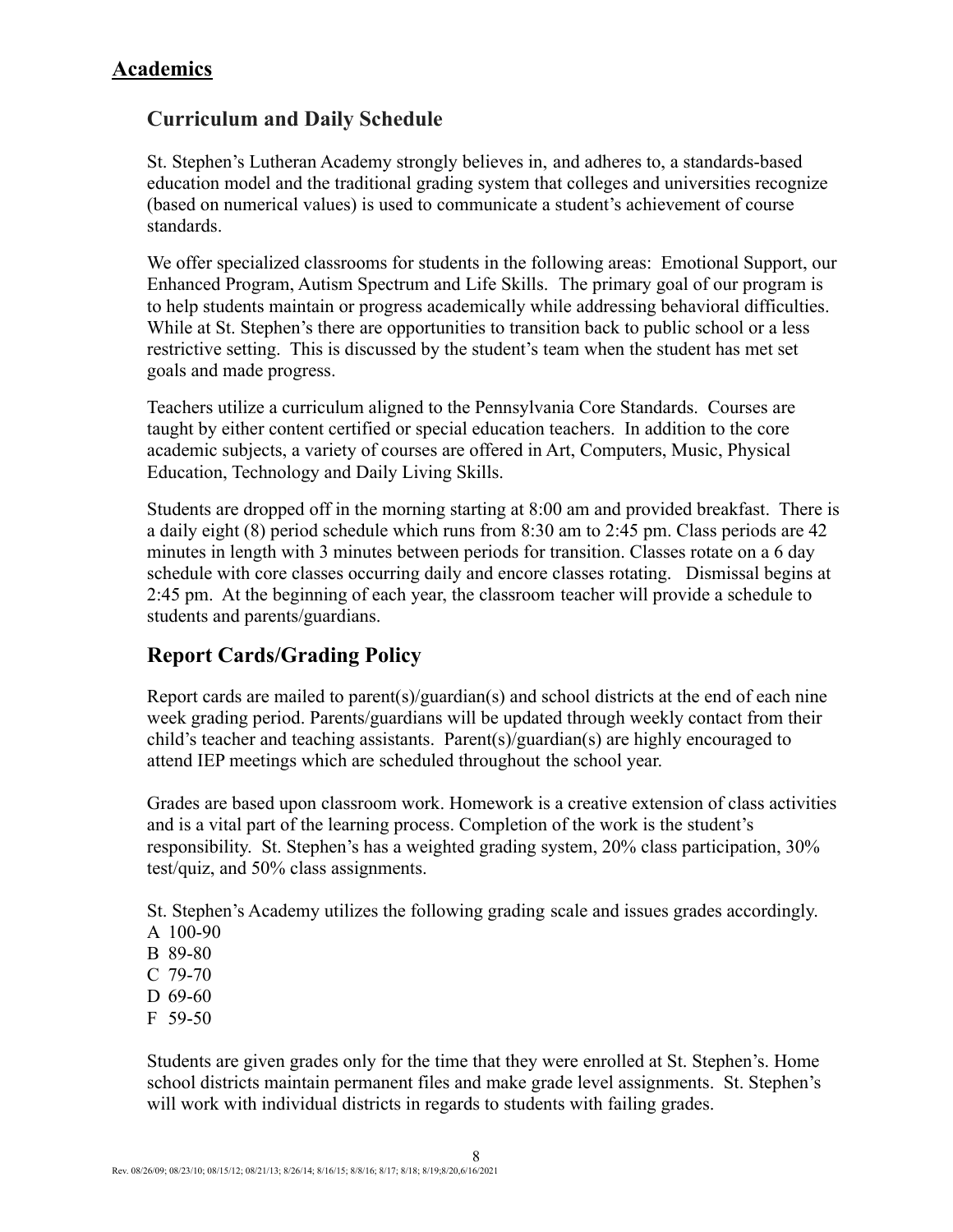## Academics

### Curriculum and Daily Schedule

St. Stephen's Lutheran Academy strongly believes in, and adheres to, a standards-based education model and the traditional grading system that colleges and universities recognize (based on numerical values) is used to communicate a student's achievement of course standards.

We offer specialized classrooms for students in the following areas: Emotional Support, our Enhanced Program, Autism Spectrum and Life Skills. The primary goal of our program is to help students maintain or progress academically while addressing behavioral difficulties. While at St. Stephen's there are opportunities to transition back to public school or a less restrictive setting. This is discussed by the student's team when the student has met set goals and made progress.

Teachers utilize a curriculum aligned to the Pennsylvania Core Standards. Courses are taught by either content certified or special education teachers. In addition to the core academic subjects, a variety of courses are offered in Art, Computers, Music, Physical Education, Technology and Daily Living Skills.

Students are dropped off in the morning starting at 8:00 am and provided breakfast. There is a daily eight (8) period schedule which runs from 8:30 am to 2:45 pm. Class periods are 42 minutes in length with 3 minutes between periods for transition. Classes rotate on a 6 day schedule with core classes occurring daily and encore classes rotating. Dismissal begins at 2:45 pm. At the beginning of each year, the classroom teacher will provide a schedule to students and parents/guardians.

### Report Cards/Grading Policy

Report cards are mailed to parent(s)/guardian(s) and school districts at the end of each nine week grading period. Parents/guardians will be updated through weekly contact from their child's teacher and teaching assistants. Parent(s)/guardian(s) are highly encouraged to attend IEP meetings which are scheduled throughout the school year.

Grades are based upon classroom work. Homework is a creative extension of class activities and is a vital part of the learning process. Completion of the work is the student's responsibility. St. Stephen's has a weighted grading system, 20% class participation, 30% test/quiz, and 50% class assignments.

St. Stephen's Academy utilizes the following grading scale and issues grades accordingly.
A 100-90
B 89-80
C 79-70
D 69-60
F 59-50

Students are given grades only for the time that they were enrolled at St. Stephen's. Home school districts maintain permanent files and make grade level assignments. St. Stephen's will work with individual districts in regards to students with failing grades.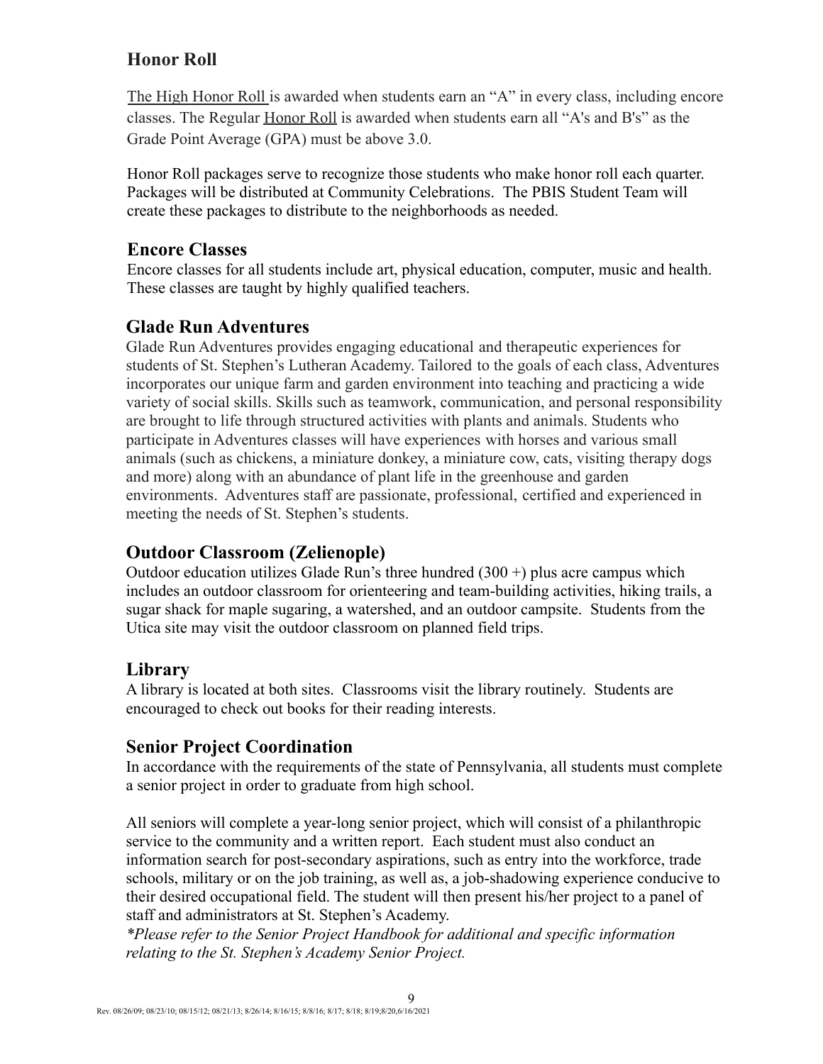## Honor Roll

The High Honor Roll is awarded when students earn an "A" in every class, including encore classes. The Regular Honor Roll is awarded when students earn all "A's and B's" as the Grade Point Average (GPA) must be above 3.0.

Honor Roll packages serve to recognize those students who make honor roll each quarter. Packages will be distributed at Community Celebrations. The PBIS Student Team will create these packages to distribute to the neighborhoods as needed.

## Encore Classes

Encore classes for all students include art, physical education, computer, music and health. These classes are taught by highly qualified teachers.

## Glade Run Adventures

Glade Run Adventures provides engaging educational and therapeutic experiences for students of St. Stephen's Lutheran Academy. Tailored to the goals of each class, Adventures incorporates our unique farm and garden environment into teaching and practicing a wide variety of social skills. Skills such as teamwork, communication, and personal responsibility are brought to life through structured activities with plants and animals. Students who participate in Adventures classes will have experiences with horses and various small animals (such as chickens, a miniature donkey, a miniature cow, cats, visiting therapy dogs and more) along with an abundance of plant life in the greenhouse and garden environments. Adventures staff are passionate, professional, certified and experienced in meeting the needs of St. Stephen's students.

## Outdoor Classroom (Zelienople)

Outdoor education utilizes Glade Run's three hundred (300 +) plus acre campus which includes an outdoor classroom for orienteering and team-building activities, hiking trails, a sugar shack for maple sugaring, a watershed, and an outdoor campsite. Students from the Utica site may visit the outdoor classroom on planned field trips.

## Library

A library is located at both sites. Classrooms visit the library routinely. Students are encouraged to check out books for their reading interests.

## Senior Project Coordination

In accordance with the requirements of the state of Pennsylvania, all students must complete a senior project in order to graduate from high school.

All seniors will complete a year-long senior project, which will consist of a philanthropic service to the community and a written report. Each student must also conduct an information search for post-secondary aspirations, such as entry into the workforce, trade schools, military or on the job training, as well as, a job-shadowing experience conducive to their desired occupational field. The student will then present his/her project to a panel of staff and administrators at St. Stephen's Academy.

*\*Please refer to the Senior Project Handbook for additional and specific information relating to the St. Stephen's Academy Senior Project.*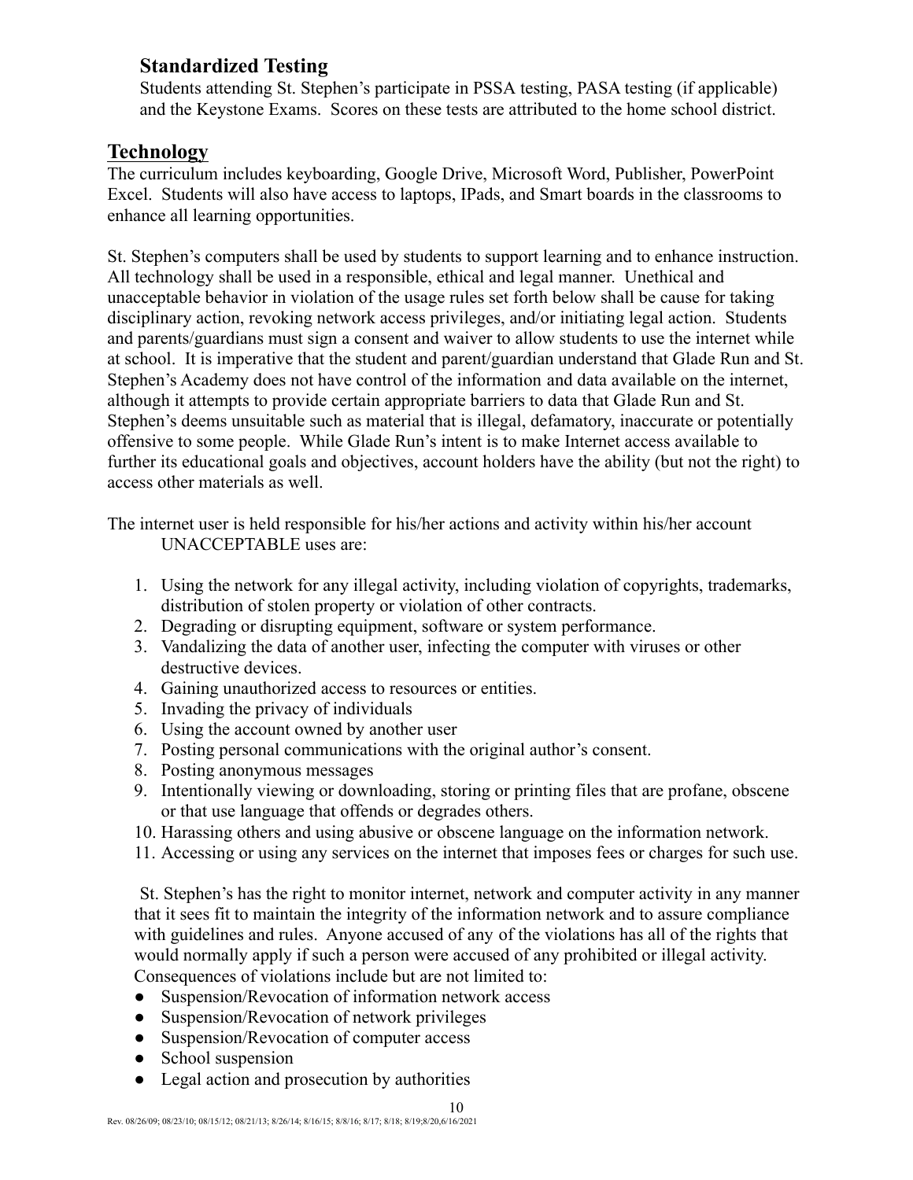### Standardized Testing

Students attending St. Stephen's participate in PSSA testing, PASA testing (if applicable) and the Keystone Exams. Scores on these tests are attributed to the home school district.

## Technology

The curriculum includes keyboarding, Google Drive, Microsoft Word, Publisher, PowerPoint Excel. Students will also have access to laptops, IPads, and Smart boards in the classrooms to enhance all learning opportunities.

St. Stephen's computers shall be used by students to support learning and to enhance instruction. All technology shall be used in a responsible, ethical and legal manner. Unethical and unacceptable behavior in violation of the usage rules set forth below shall be cause for taking disciplinary action, revoking network access privileges, and/or initiating legal action. Students and parents/guardians must sign a consent and waiver to allow students to use the internet while at school. It is imperative that the student and parent/guardian understand that Glade Run and St. Stephen's Academy does not have control of the information and data available on the internet, although it attempts to provide certain appropriate barriers to data that Glade Run and St. Stephen's deems unsuitable such as material that is illegal, defamatory, inaccurate or potentially offensive to some people. While Glade Run's intent is to make Internet access available to further its educational goals and objectives, account holders have the ability (but not the right) to access other materials as well.

The internet user is held responsible for his/her actions and activity within his/her account
UNACCEPTABLE uses are:

1. Using the network for any illegal activity, including violation of copyrights, trademarks, distribution of stolen property or violation of other contracts.
2. Degrading or disrupting equipment, software or system performance.
3. Vandalizing the data of another user, infecting the computer with viruses or other destructive devices.
4. Gaining unauthorized access to resources or entities.
5. Invading the privacy of individuals
6. Using the account owned by another user
7. Posting personal communications with the original author's consent.
8. Posting anonymous messages
9. Intentionally viewing or downloading, storing or printing files that are profane, obscene or that use language that offends or degrades others.
10. Harassing others and using abusive or obscene language on the information network.
11. Accessing or using any services on the internet that imposes fees or charges for such use.

St. Stephen's has the right to monitor internet, network and computer activity in any manner that it sees fit to maintain the integrity of the information network and to assure compliance with guidelines and rules. Anyone accused of any of the violations has all of the rights that would normally apply if such a person were accused of any prohibited or illegal activity. Consequences of violations include but are not limited to:

- Suspension/Revocation of information network access
- Suspension/Revocation of network privileges
- Suspension/Revocation of computer access
- School suspension
- Legal action and prosecution by authorities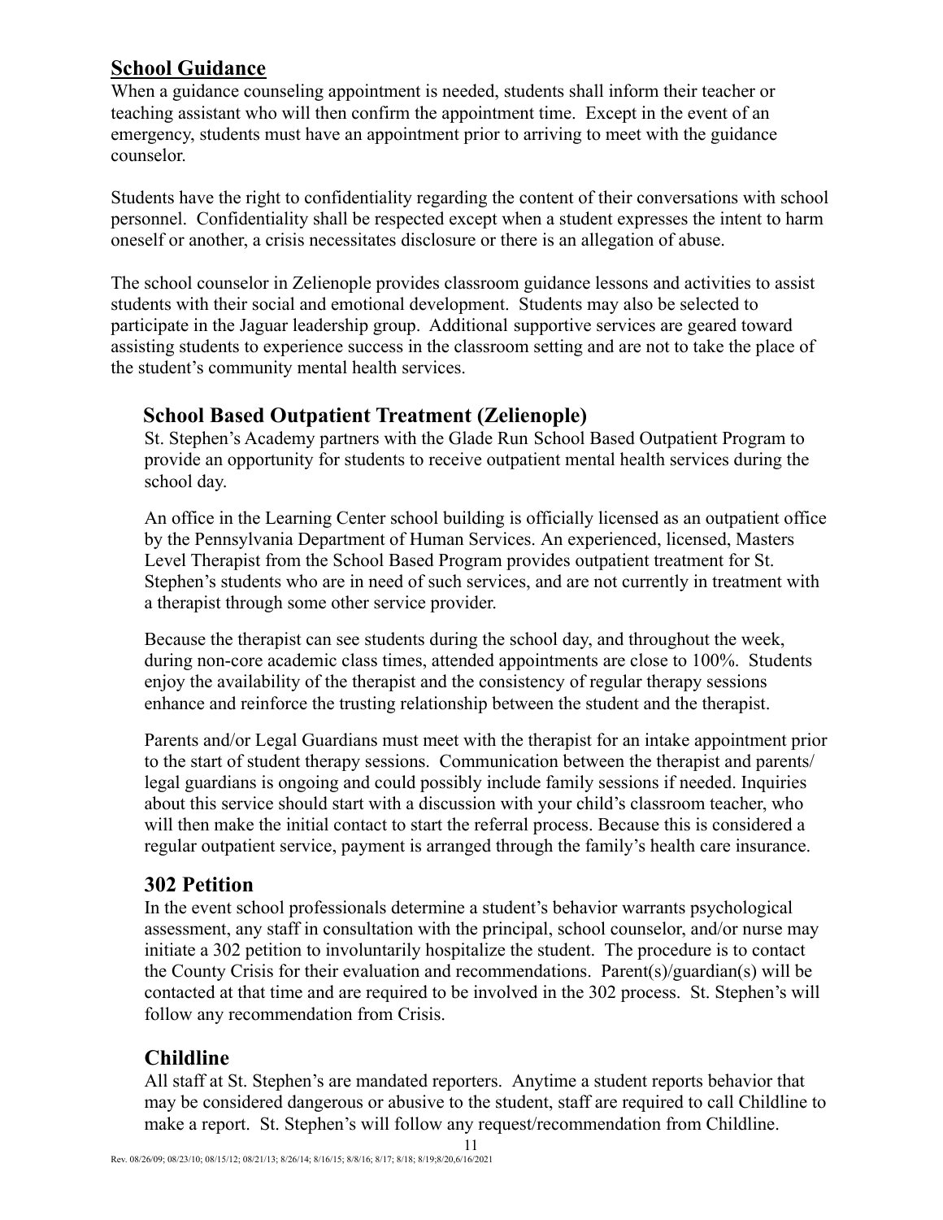## School Guidance

When a guidance counseling appointment is needed, students shall inform their teacher or teaching assistant who will then confirm the appointment time. Except in the event of an emergency, students must have an appointment prior to arriving to meet with the guidance counselor.

Students have the right to confidentiality regarding the content of their conversations with school personnel. Confidentiality shall be respected except when a student expresses the intent to harm oneself or another, a crisis necessitates disclosure or there is an allegation of abuse.

The school counselor in Zelienople provides classroom guidance lessons and activities to assist students with their social and emotional development. Students may also be selected to participate in the Jaguar leadership group. Additional supportive services are geared toward assisting students to experience success in the classroom setting and are not to take the place of the student's community mental health services.

### School Based Outpatient Treatment (Zelienople)

St. Stephen's Academy partners with the Glade Run School Based Outpatient Program to provide an opportunity for students to receive outpatient mental health services during the school day.

An office in the Learning Center school building is officially licensed as an outpatient office by the Pennsylvania Department of Human Services. An experienced, licensed, Masters Level Therapist from the School Based Program provides outpatient treatment for St. Stephen's students who are in need of such services, and are not currently in treatment with a therapist through some other service provider.

Because the therapist can see students during the school day, and throughout the week, during non-core academic class times, attended appointments are close to 100%. Students enjoy the availability of the therapist and the consistency of regular therapy sessions enhance and reinforce the trusting relationship between the student and the therapist.

Parents and/or Legal Guardians must meet with the therapist for an intake appointment prior to the start of student therapy sessions. Communication between the therapist and parents/ legal guardians is ongoing and could possibly include family sessions if needed. Inquiries about this service should start with a discussion with your child's classroom teacher, who will then make the initial contact to start the referral process. Because this is considered a regular outpatient service, payment is arranged through the family's health care insurance.

### 302 Petition

In the event school professionals determine a student's behavior warrants psychological assessment, any staff in consultation with the principal, school counselor, and/or nurse may initiate a 302 petition to involuntarily hospitalize the student. The procedure is to contact the County Crisis for their evaluation and recommendations. Parent(s)/guardian(s) will be contacted at that time and are required to be involved in the 302 process. St. Stephen's will follow any recommendation from Crisis.

### Childline

All staff at St. Stephen's are mandated reporters. Anytime a student reports behavior that may be considered dangerous or abusive to the student, staff are required to call Childline to make a report. St. Stephen's will follow any request/recommendation from Childline.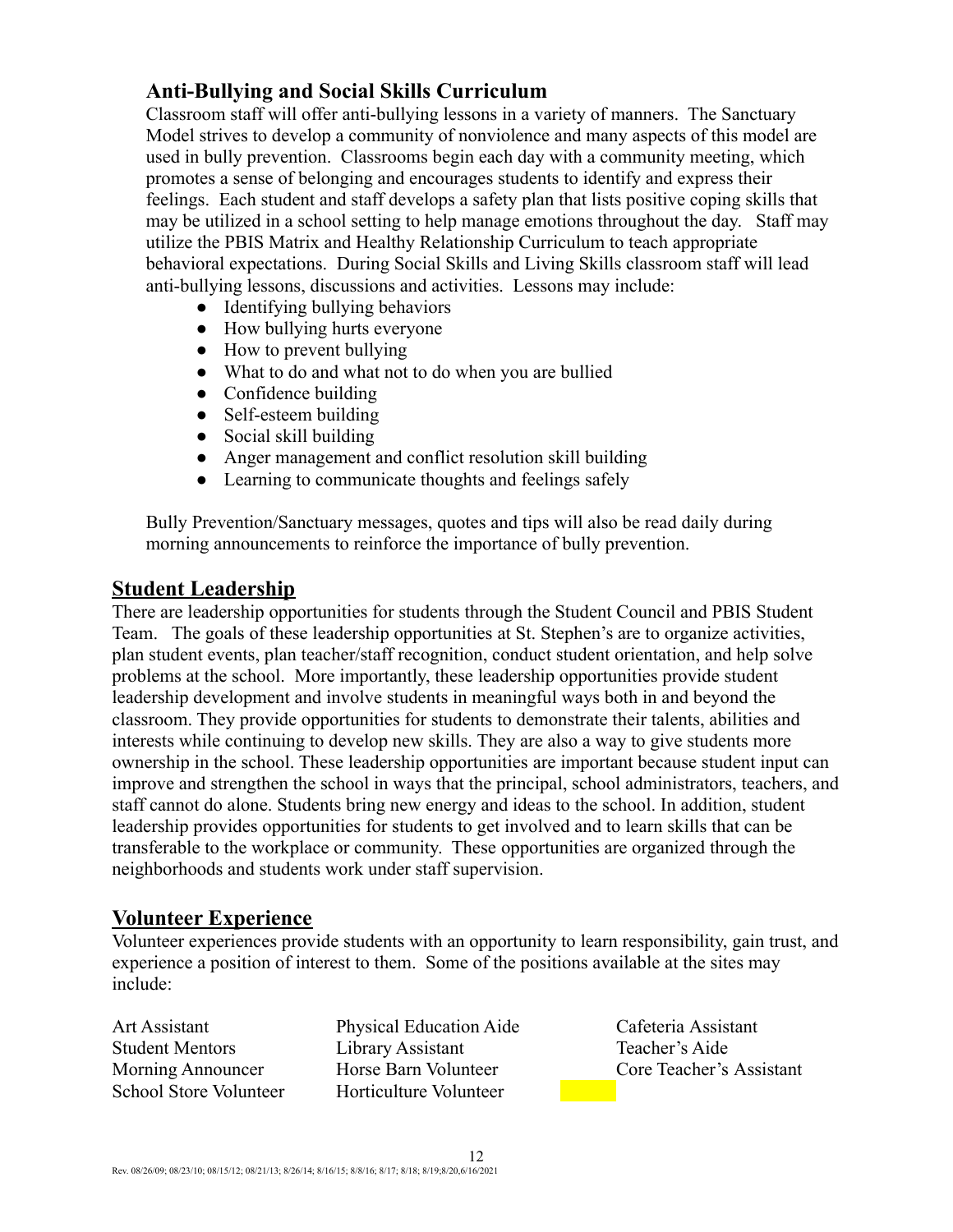## Anti-Bullying and Social Skills Curriculum

Classroom staff will offer anti-bullying lessons in a variety of manners. The Sanctuary Model strives to develop a community of nonviolence and many aspects of this model are used in bully prevention. Classrooms begin each day with a community meeting, which promotes a sense of belonging and encourages students to identify and express their feelings. Each student and staff develops a safety plan that lists positive coping skills that may be utilized in a school setting to help manage emotions throughout the day. Staff may utilize the PBIS Matrix and Healthy Relationship Curriculum to teach appropriate behavioral expectations. During Social Skills and Living Skills classroom staff will lead anti-bullying lessons, discussions and activities. Lessons may include:

- Identifying bullying behaviors
- How bullying hurts everyone
- How to prevent bullying
- What to do and what not to do when you are bullied
- Confidence building
- Self-esteem building
- Social skill building
- Anger management and conflict resolution skill building
- Learning to communicate thoughts and feelings safely

Bully Prevention/Sanctuary messages, quotes and tips will also be read daily during morning announcements to reinforce the importance of bully prevention.

## Student Leadership

There are leadership opportunities for students through the Student Council and PBIS Student Team. The goals of these leadership opportunities at St. Stephen's are to organize activities, plan student events, plan teacher/staff recognition, conduct student orientation, and help solve problems at the school. More importantly, these leadership opportunities provide student leadership development and involve students in meaningful ways both in and beyond the classroom. They provide opportunities for students to demonstrate their talents, abilities and interests while continuing to develop new skills. They are also a way to give students more ownership in the school. These leadership opportunities are important because student input can improve and strengthen the school in ways that the principal, school administrators, teachers, and staff cannot do alone. Students bring new energy and ideas to the school. In addition, student leadership provides opportunities for students to get involved and to learn skills that can be transferable to the workplace or community. These opportunities are organized through the neighborhoods and students work under staff supervision.

## Volunteer Experience

Volunteer experiences provide students with an opportunity to learn responsibility, gain trust, and experience a position of interest to them. Some of the positions available at the sites may include:

| | | |
|---|---|---|
| Art Assistant | Physical Education Aide | Cafeteria Assistant |
| Student Mentors | Library Assistant | Teacher's Aide |
| Morning Announcer | Horse Barn Volunteer | Core Teacher's Assistant |
| School Store Volunteer | Horticulture Volunteer | |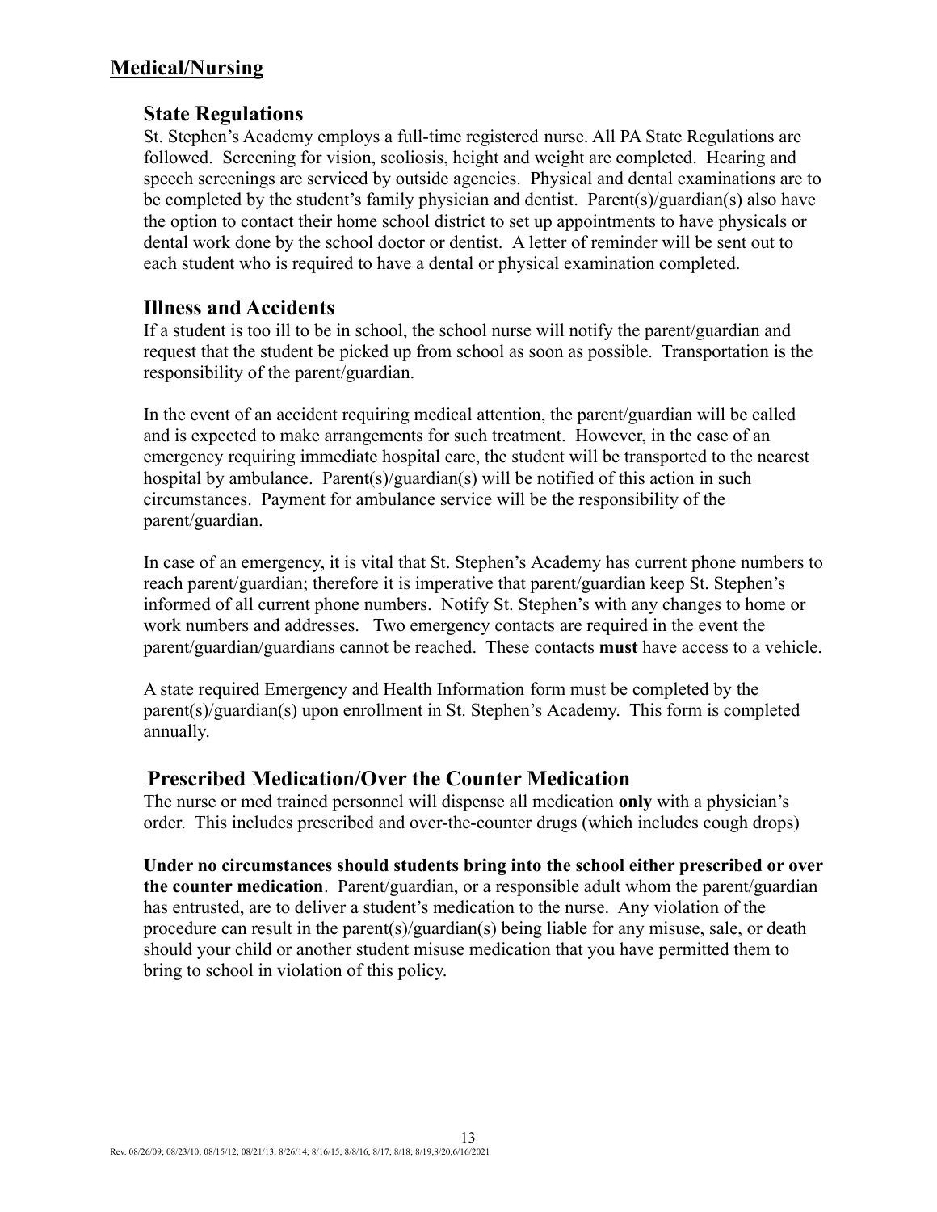## Medical/Nursing

### State Regulations

St. Stephen's Academy employs a full-time registered nurse. All PA State Regulations are followed. Screening for vision, scoliosis, height and weight are completed. Hearing and speech screenings are serviced by outside agencies. Physical and dental examinations are to be completed by the student's family physician and dentist. Parent(s)/guardian(s) also have the option to contact their home school district to set up appointments to have physicals or dental work done by the school doctor or dentist. A letter of reminder will be sent out to each student who is required to have a dental or physical examination completed.

### Illness and Accidents

If a student is too ill to be in school, the school nurse will notify the parent/guardian and request that the student be picked up from school as soon as possible. Transportation is the responsibility of the parent/guardian.

In the event of an accident requiring medical attention, the parent/guardian will be called and is expected to make arrangements for such treatment. However, in the case of an emergency requiring immediate hospital care, the student will be transported to the nearest hospital by ambulance. Parent(s)/guardian(s) will be notified of this action in such circumstances. Payment for ambulance service will be the responsibility of the parent/guardian.

In case of an emergency, it is vital that St. Stephen's Academy has current phone numbers to reach parent/guardian; therefore it is imperative that parent/guardian keep St. Stephen's informed of all current phone numbers. Notify St. Stephen's with any changes to home or work numbers and addresses. Two emergency contacts are required in the event the parent/guardian/guardians cannot be reached. These contacts **must** have access to a vehicle.

A state required Emergency and Health Information form must be completed by the parent(s)/guardian(s) upon enrollment in St. Stephen's Academy. This form is completed annually.

### Prescribed Medication/Over the Counter Medication

The nurse or med trained personnel will dispense all medication **only** with a physician's order. This includes prescribed and over-the-counter drugs (which includes cough drops)

**Under no circumstances should students bring into the school either prescribed or over the counter medication**. Parent/guardian, or a responsible adult whom the parent/guardian has entrusted, are to deliver a student's medication to the nurse. Any violation of the procedure can result in the parent(s)/guardian(s) being liable for any misuse, sale, or death should your child or another student misuse medication that you have permitted them to bring to school in violation of this policy.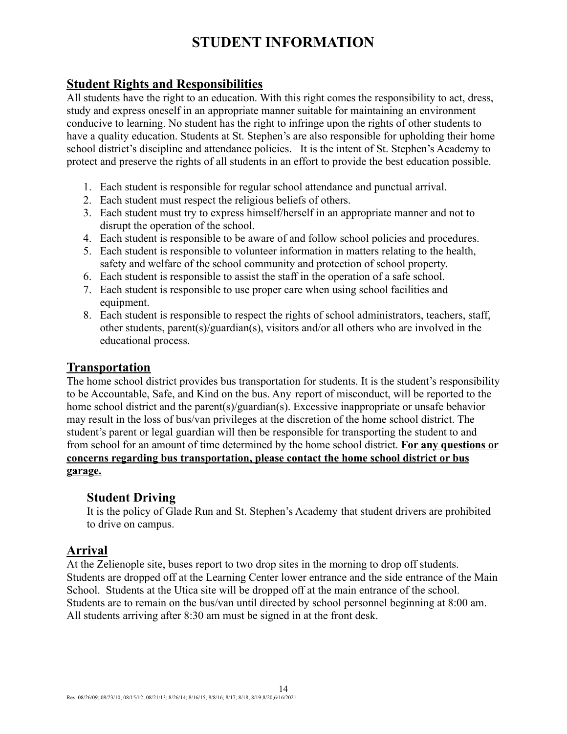# STUDENT INFORMATION

## Student Rights and Responsibilities

All students have the right to an education. With this right comes the responsibility to act, dress, study and express oneself in an appropriate manner suitable for maintaining an environment conducive to learning. No student has the right to infringe upon the rights of other students to have a quality education. Students at St. Stephen's are also responsible for upholding their home school district's discipline and attendance policies. It is the intent of St. Stephen's Academy to protect and preserve the rights of all students in an effort to provide the best education possible.

1. Each student is responsible for regular school attendance and punctual arrival.
2. Each student must respect the religious beliefs of others.
3. Each student must try to express himself/herself in an appropriate manner and not to disrupt the operation of the school.
4. Each student is responsible to be aware of and follow school policies and procedures.
5. Each student is responsible to volunteer information in matters relating to the health, safety and welfare of the school community and protection of school property.
6. Each student is responsible to assist the staff in the operation of a safe school.
7. Each student is responsible to use proper care when using school facilities and equipment.
8. Each student is responsible to respect the rights of school administrators, teachers, staff, other students, parent(s)/guardian(s), visitors and/or all others who are involved in the educational process.

## Transportation

The home school district provides bus transportation for students. It is the student's responsibility to be Accountable, Safe, and Kind on the bus. Any report of misconduct, will be reported to the home school district and the parent(s)/guardian(s). Excessive inappropriate or unsafe behavior may result in the loss of bus/van privileges at the discretion of the home school district. The student's parent or legal guardian will then be responsible for transporting the student to and from school for an amount of time determined by the home school district. **For any questions or concerns regarding bus transportation, please contact the home school district or bus garage.**

### Student Driving

It is the policy of Glade Run and St. Stephen's Academy that student drivers are prohibited to drive on campus.

## Arrival

At the Zelienople site, buses report to two drop sites in the morning to drop off students. Students are dropped off at the Learning Center lower entrance and the side entrance of the Main School. Students at the Utica site will be dropped off at the main entrance of the school. Students are to remain on the bus/van until directed by school personnel beginning at 8:00 am. All students arriving after 8:30 am must be signed in at the front desk.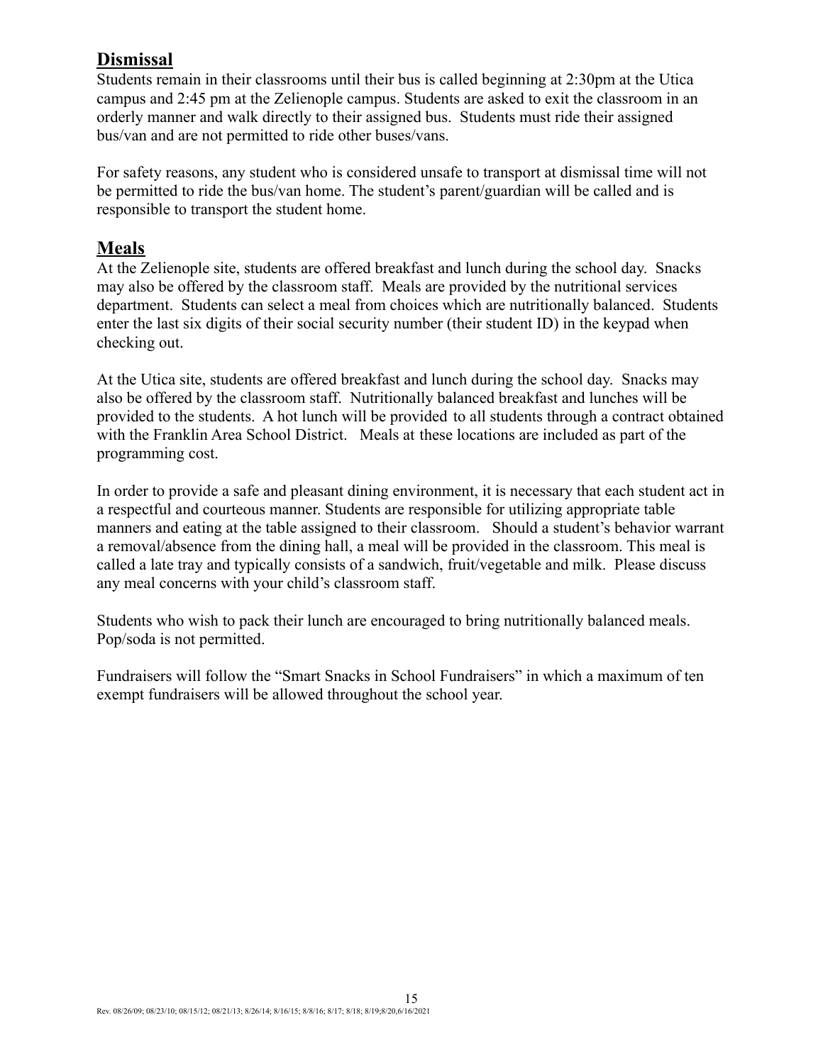## Dismissal

Students remain in their classrooms until their bus is called beginning at 2:30pm at the Utica campus and 2:45 pm at the Zelienople campus. Students are asked to exit the classroom in an orderly manner and walk directly to their assigned bus. Students must ride their assigned bus/van and are not permitted to ride other buses/vans.

For safety reasons, any student who is considered unsafe to transport at dismissal time will not be permitted to ride the bus/van home. The student's parent/guardian will be called and is responsible to transport the student home.

## Meals

At the Zelienople site, students are offered breakfast and lunch during the school day. Snacks may also be offered by the classroom staff. Meals are provided by the nutritional services department. Students can select a meal from choices which are nutritionally balanced. Students enter the last six digits of their social security number (their student ID) in the keypad when checking out.

At the Utica site, students are offered breakfast and lunch during the school day. Snacks may also be offered by the classroom staff. Nutritionally balanced breakfast and lunches will be provided to the students. A hot lunch will be provided to all students through a contract obtained with the Franklin Area School District. Meals at these locations are included as part of the programming cost.

In order to provide a safe and pleasant dining environment, it is necessary that each student act in a respectful and courteous manner. Students are responsible for utilizing appropriate table manners and eating at the table assigned to their classroom. Should a student's behavior warrant a removal/absence from the dining hall, a meal will be provided in the classroom. This meal is called a late tray and typically consists of a sandwich, fruit/vegetable and milk. Please discuss any meal concerns with your child's classroom staff.

Students who wish to pack their lunch are encouraged to bring nutritionally balanced meals. Pop/soda is not permitted.

Fundraisers will follow the "Smart Snacks in School Fundraisers" in which a maximum of ten exempt fundraisers will be allowed throughout the school year.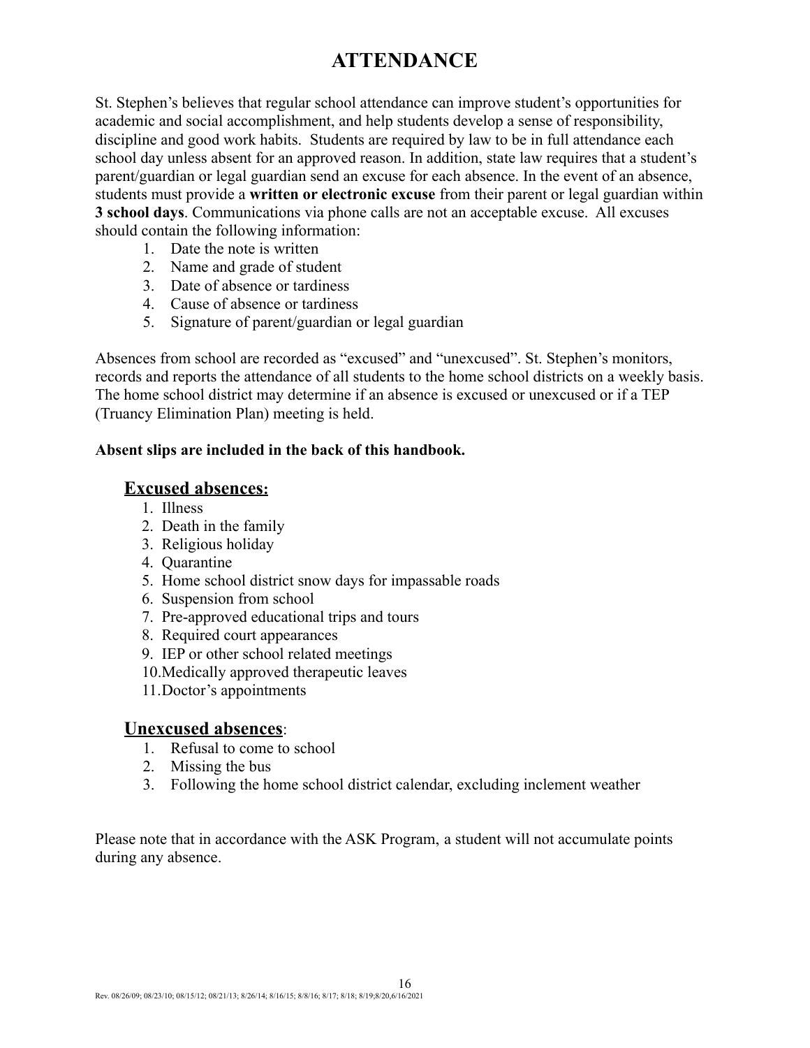# ATTENDANCE

St. Stephen's believes that regular school attendance can improve student's opportunities for academic and social accomplishment, and help students develop a sense of responsibility, discipline and good work habits. Students are required by law to be in full attendance each school day unless absent for an approved reason. In addition, state law requires that a student's parent/guardian or legal guardian send an excuse for each absence. In the event of an absence, students must provide a **written or electronic excuse** from their parent or legal guardian within **3 school days**. Communications via phone calls are not an acceptable excuse. All excuses should contain the following information:

1. Date the note is written
2. Name and grade of student
3. Date of absence or tardiness
4. Cause of absence or tardiness
5. Signature of parent/guardian or legal guardian

Absences from school are recorded as "excused" and "unexcused". St. Stephen's monitors, records and reports the attendance of all students to the home school districts on a weekly basis. The home school district may determine if an absence is excused or unexcused or if a TEP (Truancy Elimination Plan) meeting is held.

**Absent slips are included in the back of this handbook.**

## Excused absences:

1. Illness
2. Death in the family
3. Religious holiday
4. Quarantine
5. Home school district snow days for impassable roads
6. Suspension from school
7. Pre-approved educational trips and tours
8. Required court appearances
9. IEP or other school related meetings
10. Medically approved therapeutic leaves
11. Doctor's appointments

## Unexcused absences:

1. Refusal to come to school
2. Missing the bus
3. Following the home school district calendar, excluding inclement weather

Please note that in accordance with the ASK Program, a student will not accumulate points during any absence.

Rev. 08/26/09; 08/23/10; 08/15/12; 08/21/13; 8/26/14; 8/16/15; 8/8/16; 8/17; 8/18; 8/19;8/20,6/16/2021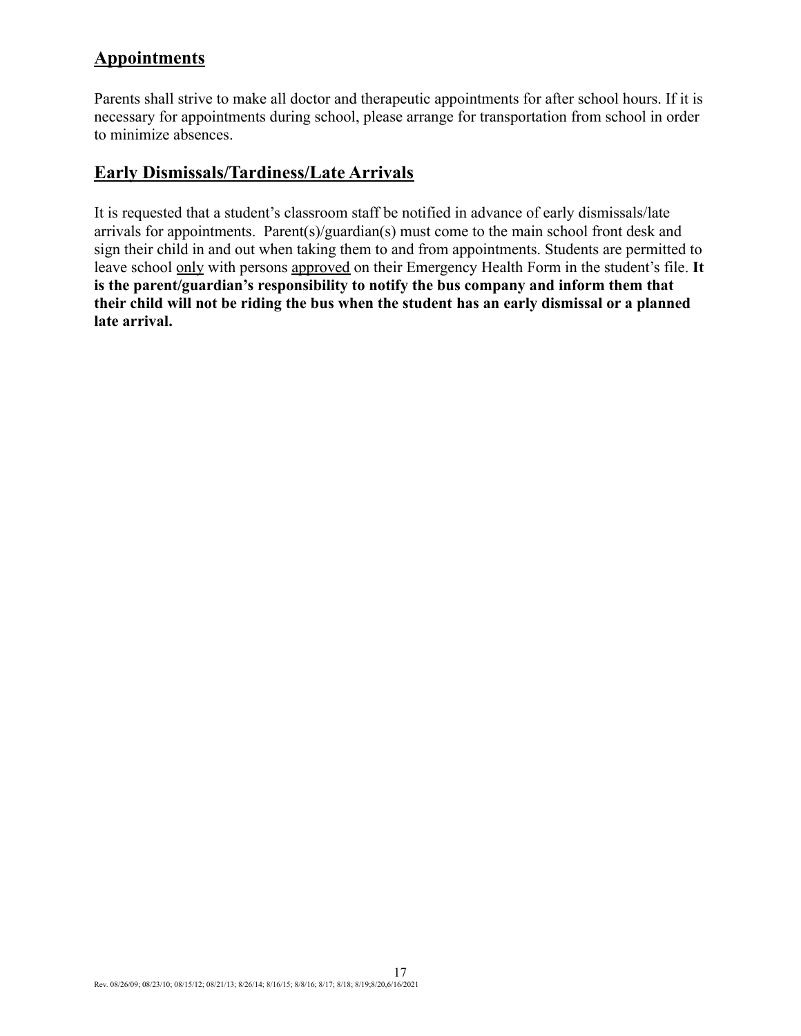## Appointments

Parents shall strive to make all doctor and therapeutic appointments for after school hours. If it is necessary for appointments during school, please arrange for transportation from school in order to minimize absences.

## Early Dismissals/Tardiness/Late Arrivals

It is requested that a student's classroom staff be notified in advance of early dismissals/late arrivals for appointments. Parent(s)/guardian(s) must come to the main school front desk and sign their child in and out when taking them to and from appointments. Students are permitted to leave school only with persons approved on their Emergency Health Form in the student's file. **It is the parent/guardian's responsibility to notify the bus company and inform them that their child will not be riding the bus when the student has an early dismissal or a planned late arrival.**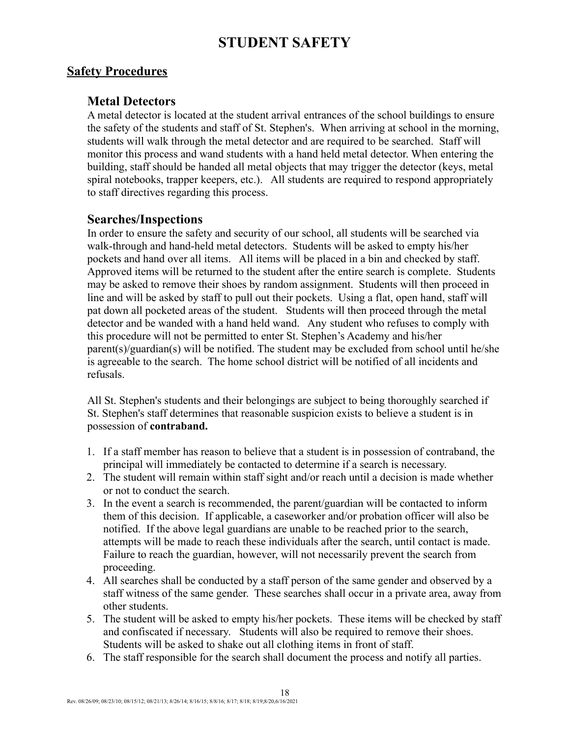# STUDENT SAFETY

## Safety Procedures

### Metal Detectors

A metal detector is located at the student arrival entrances of the school buildings to ensure the safety of the students and staff of St. Stephen's. When arriving at school in the morning, students will walk through the metal detector and are required to be searched. Staff will monitor this process and wand students with a hand held metal detector. When entering the building, staff should be handed all metal objects that may trigger the detector (keys, metal spiral notebooks, trapper keepers, etc.). All students are required to respond appropriately to staff directives regarding this process.

### Searches/Inspections

In order to ensure the safety and security of our school, all students will be searched via walk-through and hand-held metal detectors. Students will be asked to empty his/her pockets and hand over all items. All items will be placed in a bin and checked by staff. Approved items will be returned to the student after the entire search is complete. Students may be asked to remove their shoes by random assignment. Students will then proceed in line and will be asked by staff to pull out their pockets. Using a flat, open hand, staff will pat down all pocketed areas of the student. Students will then proceed through the metal detector and be wanded with a hand held wand. Any student who refuses to comply with this procedure will not be permitted to enter St. Stephen's Academy and his/her parent(s)/guardian(s) will be notified. The student may be excluded from school until he/she is agreeable to the search. The home school district will be notified of all incidents and refusals.

All St. Stephen's students and their belongings are subject to being thoroughly searched if St. Stephen's staff determines that reasonable suspicion exists to believe a student is in possession of **contraband.**

1. If a staff member has reason to believe that a student is in possession of contraband, the principal will immediately be contacted to determine if a search is necessary.
2. The student will remain within staff sight and/or reach until a decision is made whether or not to conduct the search.
3. In the event a search is recommended, the parent/guardian will be contacted to inform them of this decision. If applicable, a caseworker and/or probation officer will also be notified. If the above legal guardians are unable to be reached prior to the search, attempts will be made to reach these individuals after the search, until contact is made. Failure to reach the guardian, however, will not necessarily prevent the search from proceeding.
4. All searches shall be conducted by a staff person of the same gender and observed by a staff witness of the same gender. These searches shall occur in a private area, away from other students.
5. The student will be asked to empty his/her pockets. These items will be checked by staff and confiscated if necessary. Students will also be required to remove their shoes. Students will be asked to shake out all clothing items in front of staff.
6. The staff responsible for the search shall document the process and notify all parties.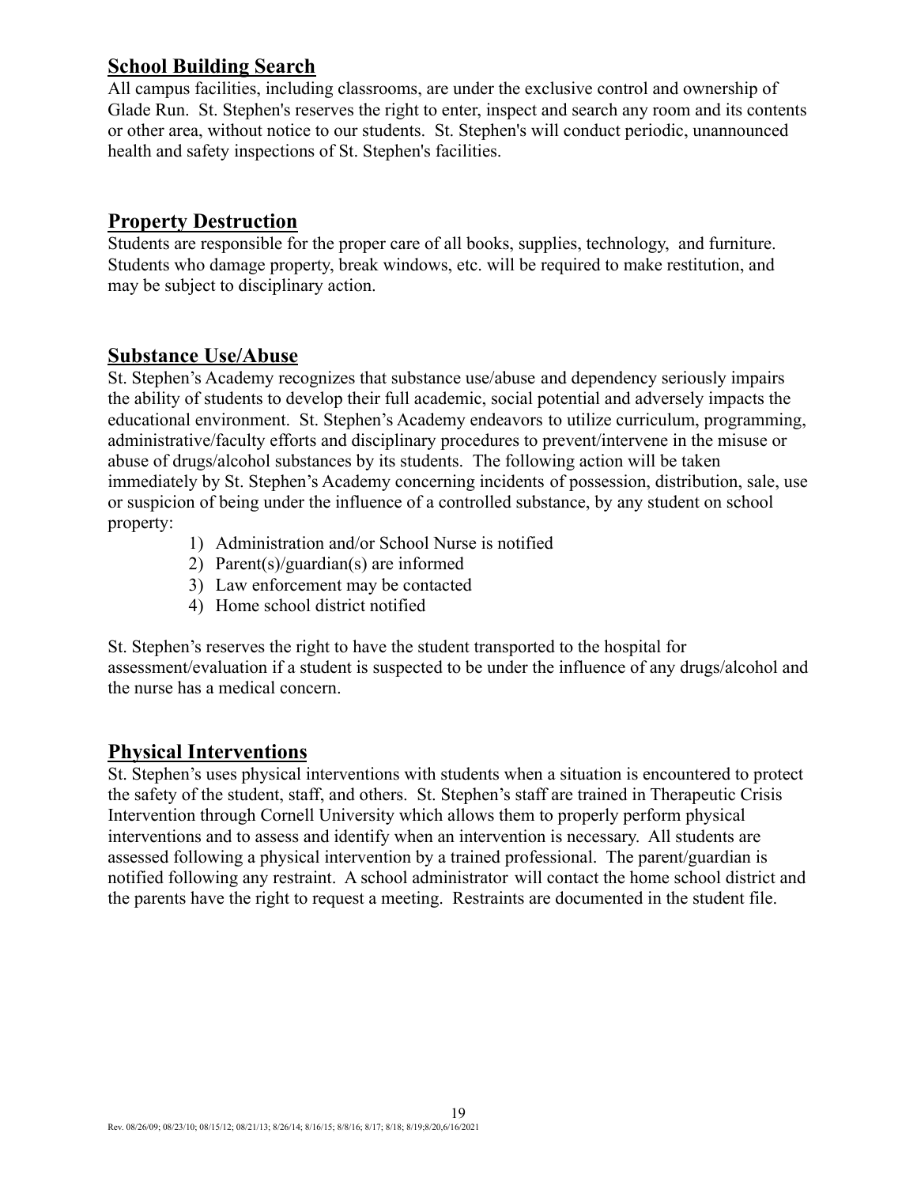## School Building Search

All campus facilities, including classrooms, are under the exclusive control and ownership of Glade Run. St. Stephen's reserves the right to enter, inspect and search any room and its contents or other area, without notice to our students. St. Stephen's will conduct periodic, unannounced health and safety inspections of St. Stephen's facilities.

## Property Destruction

Students are responsible for the proper care of all books, supplies, technology, and furniture. Students who damage property, break windows, etc. will be required to make restitution, and may be subject to disciplinary action.

## Substance Use/Abuse

St. Stephen's Academy recognizes that substance use/abuse and dependency seriously impairs the ability of students to develop their full academic, social potential and adversely impacts the educational environment. St. Stephen's Academy endeavors to utilize curriculum, programming, administrative/faculty efforts and disciplinary procedures to prevent/intervene in the misuse or abuse of drugs/alcohol substances by its students. The following action will be taken immediately by St. Stephen's Academy concerning incidents of possession, distribution, sale, use or suspicion of being under the influence of a controlled substance, by any student on school property:

1) Administration and/or School Nurse is notified
2) Parent(s)/guardian(s) are informed
3) Law enforcement may be contacted
4) Home school district notified

St. Stephen's reserves the right to have the student transported to the hospital for assessment/evaluation if a student is suspected to be under the influence of any drugs/alcohol and the nurse has a medical concern.

## Physical Interventions

St. Stephen's uses physical interventions with students when a situation is encountered to protect the safety of the student, staff, and others. St. Stephen's staff are trained in Therapeutic Crisis Intervention through Cornell University which allows them to properly perform physical interventions and to assess and identify when an intervention is necessary. All students are assessed following a physical intervention by a trained professional. The parent/guardian is notified following any restraint. A school administrator will contact the home school district and the parents have the right to request a meeting. Restraints are documented in the student file.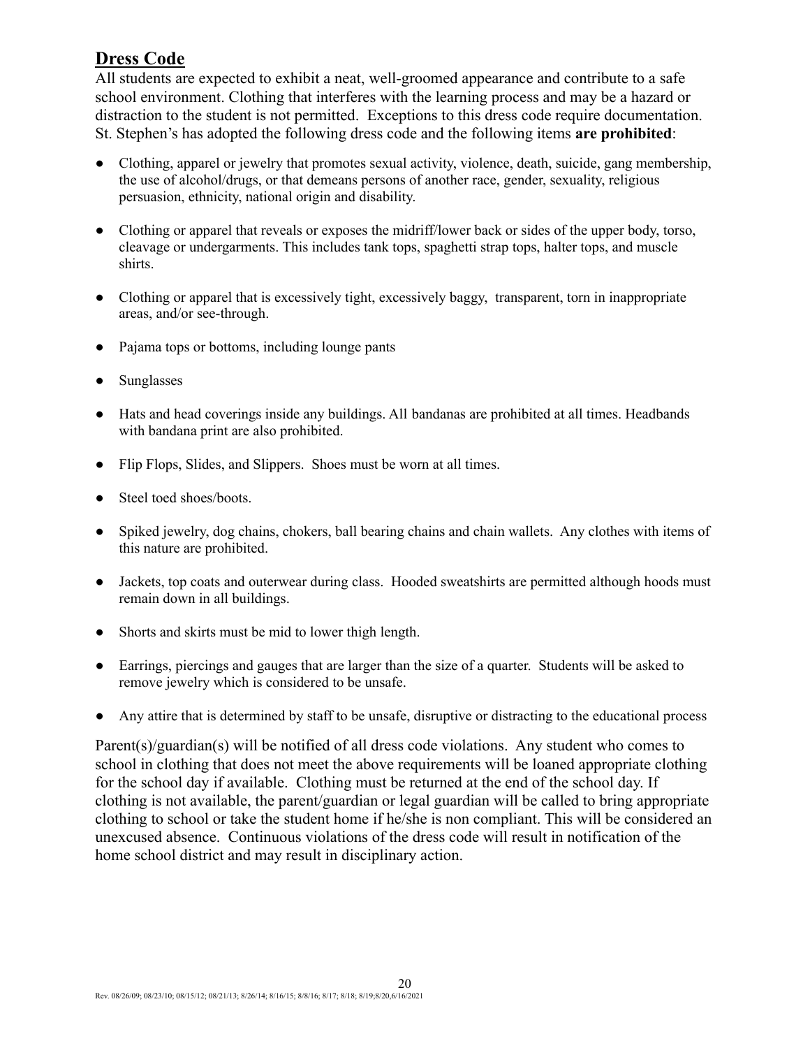## Dress Code

All students are expected to exhibit a neat, well-groomed appearance and contribute to a safe school environment. Clothing that interferes with the learning process and may be a hazard or distraction to the student is not permitted. Exceptions to this dress code require documentation. St. Stephen's has adopted the following dress code and the following items **are prohibited**:

- Clothing, apparel or jewelry that promotes sexual activity, violence, death, suicide, gang membership, the use of alcohol/drugs, or that demeans persons of another race, gender, sexuality, religious persuasion, ethnicity, national origin and disability.
- Clothing or apparel that reveals or exposes the midriff/lower back or sides of the upper body, torso, cleavage or undergarments. This includes tank tops, spaghetti strap tops, halter tops, and muscle shirts.
- Clothing or apparel that is excessively tight, excessively baggy, transparent, torn in inappropriate areas, and/or see-through.
- Pajama tops or bottoms, including lounge pants
- Sunglasses
- Hats and head coverings inside any buildings. All bandanas are prohibited at all times. Headbands with bandana print are also prohibited.
- Flip Flops, Slides, and Slippers. Shoes must be worn at all times.
- Steel toed shoes/boots.
- Spiked jewelry, dog chains, chokers, ball bearing chains and chain wallets. Any clothes with items of this nature are prohibited.
- Jackets, top coats and outerwear during class. Hooded sweatshirts are permitted although hoods must remain down in all buildings.
- Shorts and skirts must be mid to lower thigh length.
- Earrings, piercings and gauges that are larger than the size of a quarter. Students will be asked to remove jewelry which is considered to be unsafe.
- Any attire that is determined by staff to be unsafe, disruptive or distracting to the educational process

Parent(s)/guardian(s) will be notified of all dress code violations. Any student who comes to school in clothing that does not meet the above requirements will be loaned appropriate clothing for the school day if available. Clothing must be returned at the end of the school day. If clothing is not available, the parent/guardian or legal guardian will be called to bring appropriate clothing to school or take the student home if he/she is non compliant. This will be considered an unexcused absence. Continuous violations of the dress code will result in notification of the home school district and may result in disciplinary action.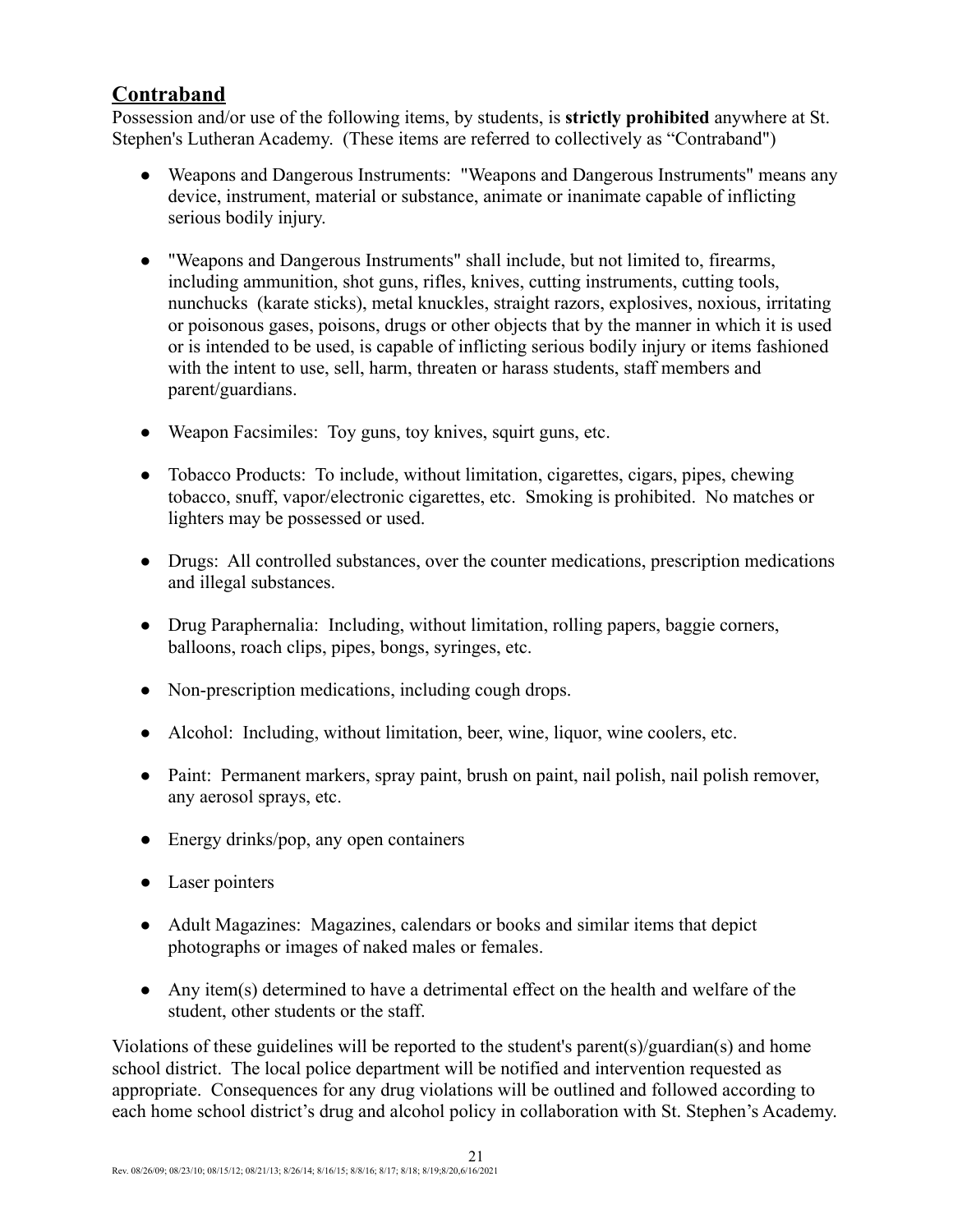## Contraband

Possession and/or use of the following items, by students, is **strictly prohibited** anywhere at St. Stephen's Lutheran Academy. (These items are referred to collectively as "Contraband")

- Weapons and Dangerous Instruments: "Weapons and Dangerous Instruments" means any device, instrument, material or substance, animate or inanimate capable of inflicting serious bodily injury.
- "Weapons and Dangerous Instruments" shall include, but not limited to, firearms, including ammunition, shot guns, rifles, knives, cutting instruments, cutting tools, nunchucks (karate sticks), metal knuckles, straight razors, explosives, noxious, irritating or poisonous gases, poisons, drugs or other objects that by the manner in which it is used or is intended to be used, is capable of inflicting serious bodily injury or items fashioned with the intent to use, sell, harm, threaten or harass students, staff members and parent/guardians.
- Weapon Facsimiles: Toy guns, toy knives, squirt guns, etc.
- Tobacco Products: To include, without limitation, cigarettes, cigars, pipes, chewing tobacco, snuff, vapor/electronic cigarettes, etc. Smoking is prohibited. No matches or lighters may be possessed or used.
- Drugs: All controlled substances, over the counter medications, prescription medications and illegal substances.
- Drug Paraphernalia: Including, without limitation, rolling papers, baggie corners, balloons, roach clips, pipes, bongs, syringes, etc.
- Non-prescription medications, including cough drops.
- Alcohol: Including, without limitation, beer, wine, liquor, wine coolers, etc.
- Paint: Permanent markers, spray paint, brush on paint, nail polish, nail polish remover, any aerosol sprays, etc.
- Energy drinks/pop, any open containers
- Laser pointers
- Adult Magazines: Magazines, calendars or books and similar items that depict photographs or images of naked males or females.
- Any item(s) determined to have a detrimental effect on the health and welfare of the student, other students or the staff.

Violations of these guidelines will be reported to the student's parent(s)/guardian(s) and home school district. The local police department will be notified and intervention requested as appropriate. Consequences for any drug violations will be outlined and followed according to each home school district's drug and alcohol policy in collaboration with St. Stephen's Academy.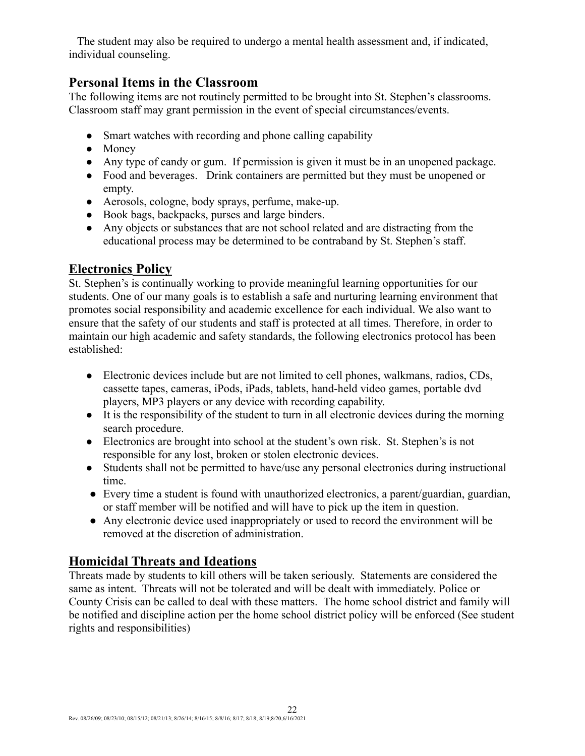The student may also be required to undergo a mental health assessment and, if indicated, individual counseling.

## Personal Items in the Classroom

The following items are not routinely permitted to be brought into St. Stephen's classrooms. Classroom staff may grant permission in the event of special circumstances/events.

- Smart watches with recording and phone calling capability
- Money
- Any type of candy or gum. If permission is given it must be in an unopened package.
- Food and beverages. Drink containers are permitted but they must be unopened or empty.
- Aerosols, cologne, body sprays, perfume, make-up.
- Book bags, backpacks, purses and large binders.
- Any objects or substances that are not school related and are distracting from the educational process may be determined to be contraband by St. Stephen's staff.

## Electronics Policy

St. Stephen's is continually working to provide meaningful learning opportunities for our students. One of our many goals is to establish a safe and nurturing learning environment that promotes social responsibility and academic excellence for each individual. We also want to ensure that the safety of our students and staff is protected at all times. Therefore, in order to maintain our high academic and safety standards, the following electronics protocol has been established:

- Electronic devices include but are not limited to cell phones, walkmans, radios, CDs, cassette tapes, cameras, iPods, iPads, tablets, hand-held video games, portable dvd players, MP3 players or any device with recording capability.
- It is the responsibility of the student to turn in all electronic devices during the morning search procedure.
- Electronics are brought into school at the student's own risk. St. Stephen's is not responsible for any lost, broken or stolen electronic devices.
- Students shall not be permitted to have/use any personal electronics during instructional time.
- Every time a student is found with unauthorized electronics, a parent/guardian, guardian, or staff member will be notified and will have to pick up the item in question.
- Any electronic device used inappropriately or used to record the environment will be removed at the discretion of administration.

## Homicidal Threats and Ideations

Threats made by students to kill others will be taken seriously. Statements are considered the same as intent. Threats will not be tolerated and will be dealt with immediately. Police or County Crisis can be called to deal with these matters. The home school district and family will be notified and discipline action per the home school district policy will be enforced (See student rights and responsibilities)

Rev. 08/26/09; 08/23/10; 08/15/12; 08/21/13; 8/26/14; 8/16/15; 8/8/16; 8/17; 8/18; 8/19;8/20,6/16/2021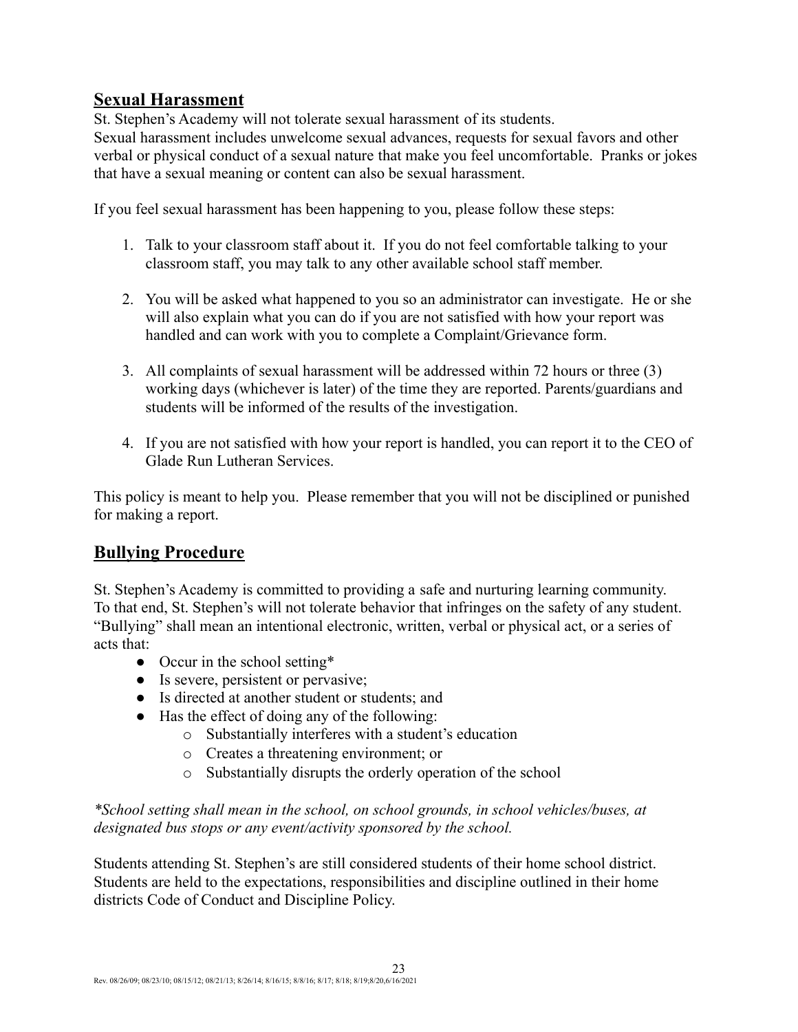## Sexual Harassment

St. Stephen's Academy will not tolerate sexual harassment of its students.
Sexual harassment includes unwelcome sexual advances, requests for sexual favors and other verbal or physical conduct of a sexual nature that make you feel uncomfortable. Pranks or jokes that have a sexual meaning or content can also be sexual harassment.

If you feel sexual harassment has been happening to you, please follow these steps:

1. Talk to your classroom staff about it. If you do not feel comfortable talking to your classroom staff, you may talk to any other available school staff member.

2. You will be asked what happened to you so an administrator can investigate. He or she will also explain what you can do if you are not satisfied with how your report was handled and can work with you to complete a Complaint/Grievance form.

3. All complaints of sexual harassment will be addressed within 72 hours or three (3) working days (whichever is later) of the time they are reported. Parents/guardians and students will be informed of the results of the investigation.

4. If you are not satisfied with how your report is handled, you can report it to the CEO of Glade Run Lutheran Services.

This policy is meant to help you. Please remember that you will not be disciplined or punished for making a report.

## Bullying Procedure

St. Stephen's Academy is committed to providing a safe and nurturing learning community. To that end, St. Stephen's will not tolerate behavior that infringes on the safety of any student. "Bullying" shall mean an intentional electronic, written, verbal or physical act, or a series of acts that:

- Occur in the school setting*
- Is severe, persistent or pervasive;
- Is directed at another student or students; and
- Has the effect of doing any of the following:
  - Substantially interferes with a student's education
  - Creates a threatening environment; or
  - Substantially disrupts the orderly operation of the school

*\*School setting shall mean in the school, on school grounds, in school vehicles/buses, at designated bus stops or any event/activity sponsored by the school.*

Students attending St. Stephen's are still considered students of their home school district. Students are held to the expectations, responsibilities and discipline outlined in their home districts Code of Conduct and Discipline Policy.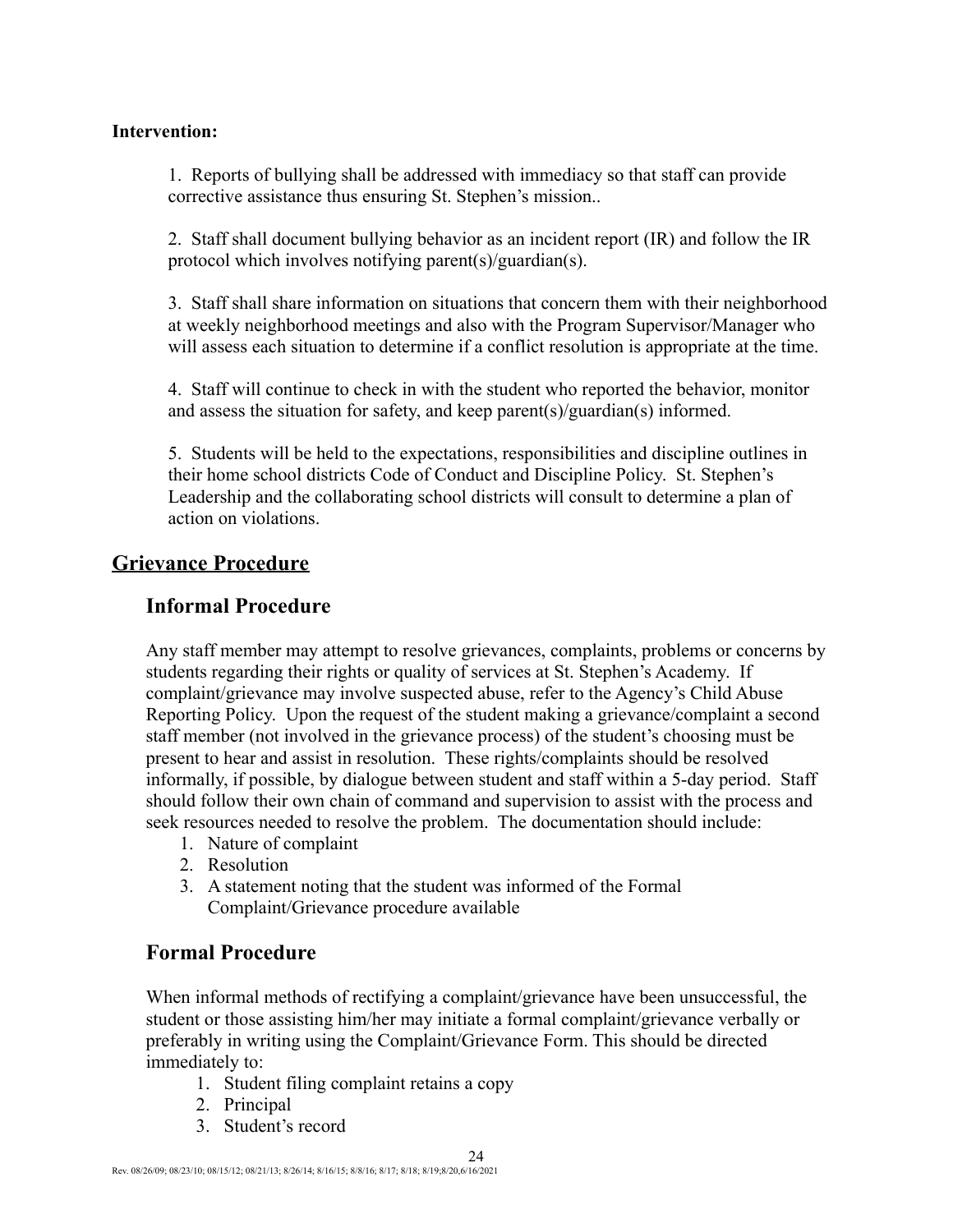**Intervention:**

1. Reports of bullying shall be addressed with immediacy so that staff can provide corrective assistance thus ensuring St. Stephen's mission..

2. Staff shall document bullying behavior as an incident report (IR) and follow the IR protocol which involves notifying parent(s)/guardian(s).

3. Staff shall share information on situations that concern them with their neighborhood at weekly neighborhood meetings and also with the Program Supervisor/Manager who will assess each situation to determine if a conflict resolution is appropriate at the time.

4. Staff will continue to check in with the student who reported the behavior, monitor and assess the situation for safety, and keep parent(s)/guardian(s) informed.

5. Students will be held to the expectations, responsibilities and discipline outlines in their home school districts Code of Conduct and Discipline Policy. St. Stephen's Leadership and the collaborating school districts will consult to determine a plan of action on violations.

## Grievance Procedure

### Informal Procedure

Any staff member may attempt to resolve grievances, complaints, problems or concerns by students regarding their rights or quality of services at St. Stephen's Academy. If complaint/grievance may involve suspected abuse, refer to the Agency's Child Abuse Reporting Policy. Upon the request of the student making a grievance/complaint a second staff member (not involved in the grievance process) of the student's choosing must be present to hear and assist in resolution. These rights/complaints should be resolved informally, if possible, by dialogue between student and staff within a 5-day period. Staff should follow their own chain of command and supervision to assist with the process and seek resources needed to resolve the problem. The documentation should include:

1. Nature of complaint
2. Resolution
3. A statement noting that the student was informed of the Formal Complaint/Grievance procedure available

### Formal Procedure

When informal methods of rectifying a complaint/grievance have been unsuccessful, the student or those assisting him/her may initiate a formal complaint/grievance verbally or preferably in writing using the Complaint/Grievance Form. This should be directed immediately to:

1. Student filing complaint retains a copy
2. Principal
3. Student's record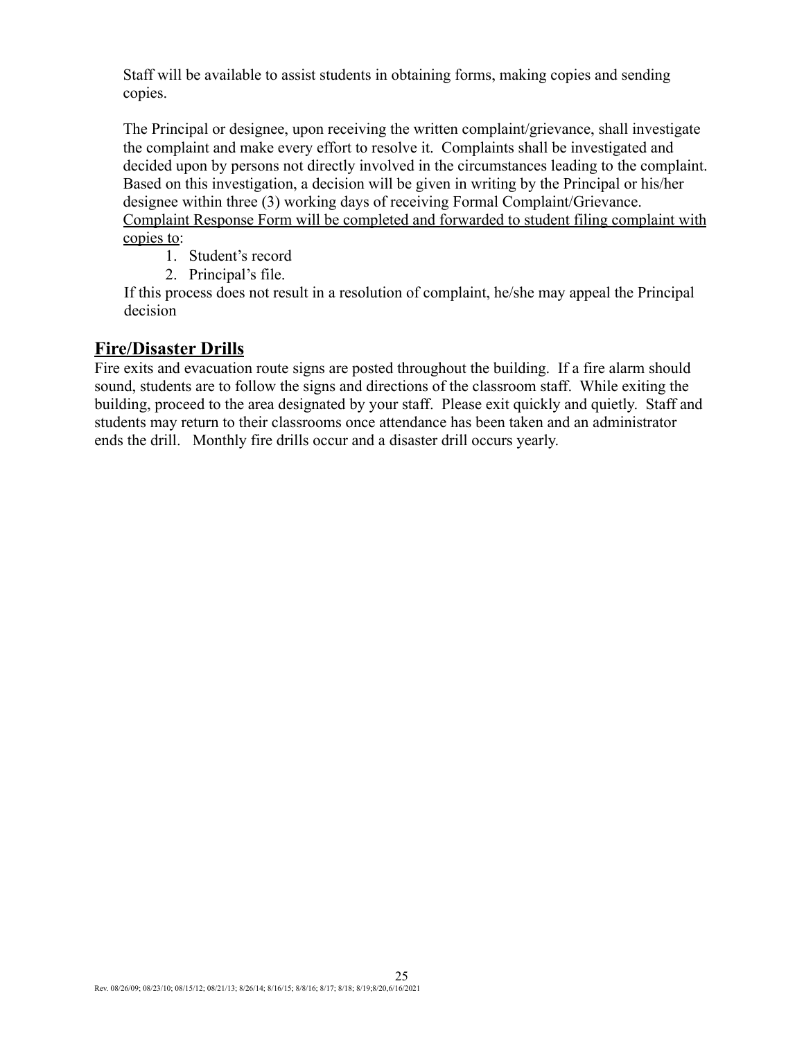Staff will be available to assist students in obtaining forms, making copies and sending copies.

The Principal or designee, upon receiving the written complaint/grievance, shall investigate the complaint and make every effort to resolve it. Complaints shall be investigated and decided upon by persons not directly involved in the circumstances leading to the complaint. Based on this investigation, a decision will be given in writing by the Principal or his/her designee within three (3) working days of receiving Formal Complaint/Grievance. <u>Complaint Response Form will be completed and forwarded to student filing complaint with copies to</u>:

1. Student's record
2. Principal's file.

If this process does not result in a resolution of complaint, he/she may appeal the Principal decision

## <u>Fire/Disaster Drills</u>

Fire exits and evacuation route signs are posted throughout the building. If a fire alarm should sound, students are to follow the signs and directions of the classroom staff. While exiting the building, proceed to the area designated by your staff. Please exit quickly and quietly. Staff and students may return to their classrooms once attendance has been taken and an administrator ends the drill. Monthly fire drills occur and a disaster drill occurs yearly.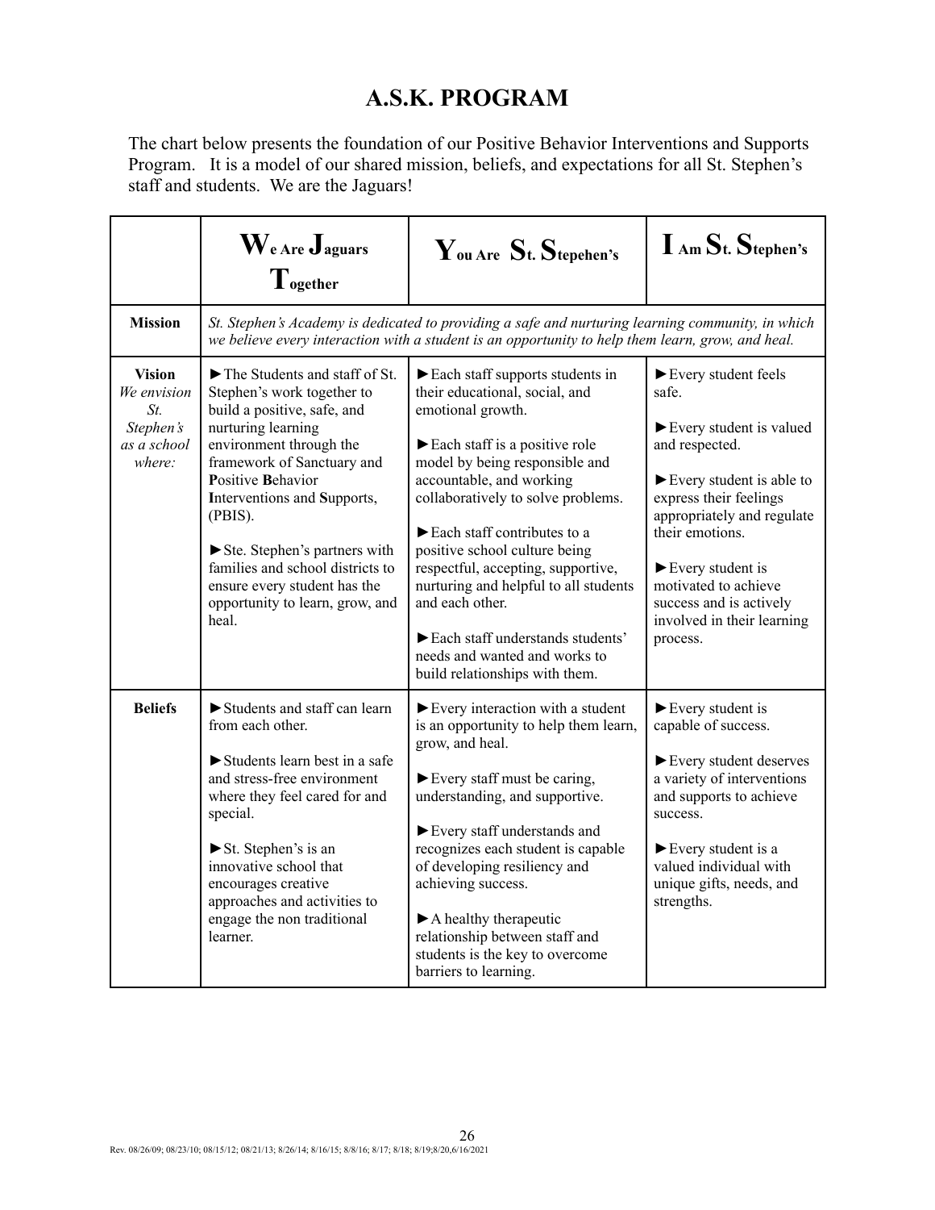# A.S.K. PROGRAM

The chart below presents the foundation of our Positive Behavior Interventions and Supports Program. It is a model of our shared mission, beliefs, and expectations for all St. Stephen's staff and students. We are the Jaguars!

| | **W**e Are **J**aguars **T**ogether | **Y**ou Are **S**t. **S**tepehen's | **I** Am **S**t. **S**tephen's |
|---|---|---|---|
| **Mission** | *St. Stephen's Academy is dedicated to providing a safe and nurturing learning community, in which we believe every interaction with a student is an opportunity to help them learn, grow, and heal.* | | |
| **Vision** *We envision St. Stephen's as a school where:* | ►The Students and staff of St. Stephen's work together to build a positive, safe, and nurturing learning environment through the framework of Sanctuary and **P**ositive **B**ehavior **I**nterventions and **S**upports, (PBIS). <br><br> ►Ste. Stephen's partners with families and school districts to ensure every student has the opportunity to learn, grow, and heal. | ►Each staff supports students in their educational, social, and emotional growth. <br><br> ►Each staff is a positive role model by being responsible and accountable, and working collaboratively to solve problems. <br><br> ►Each staff contributes to a positive school culture being respectful, accepting, supportive, nurturing and helpful to all students and each other. <br><br> ►Each staff understands students' needs and wanted and works to build relationships with them. | ►Every student feels safe. <br><br> ►Every student is valued and respected. <br><br> ►Every student is able to express their feelings appropriately and regulate their emotions. <br><br> ►Every student is motivated to achieve success and is actively involved in their learning process. |
| **Beliefs** | ►Students and staff can learn from each other. <br><br> ►Students learn best in a safe and stress-free environment where they feel cared for and special. <br><br> ►St. Stephen's is an innovative school that encourages creative approaches and activities to engage the non traditional learner. | ►Every interaction with a student is an opportunity to help them learn, grow, and heal. <br><br> ►Every staff must be caring, understanding, and supportive. <br><br> ►Every staff understands and recognizes each student is capable of developing resiliency and achieving success. <br><br> ►A healthy therapeutic relationship between staff and students is the key to overcome barriers to learning. | ►Every student is capable of success. <br><br> ►Every student deserves a variety of interventions and supports to achieve success. <br><br> ►Every student is a valued individual with unique gifts, needs, and strengths. |

Rev. 08/26/09; 08/23/10; 08/15/12; 08/21/13; 8/26/14; 8/16/15; 8/8/16; 8/17; 8/18; 8/19;8/20,6/16/2021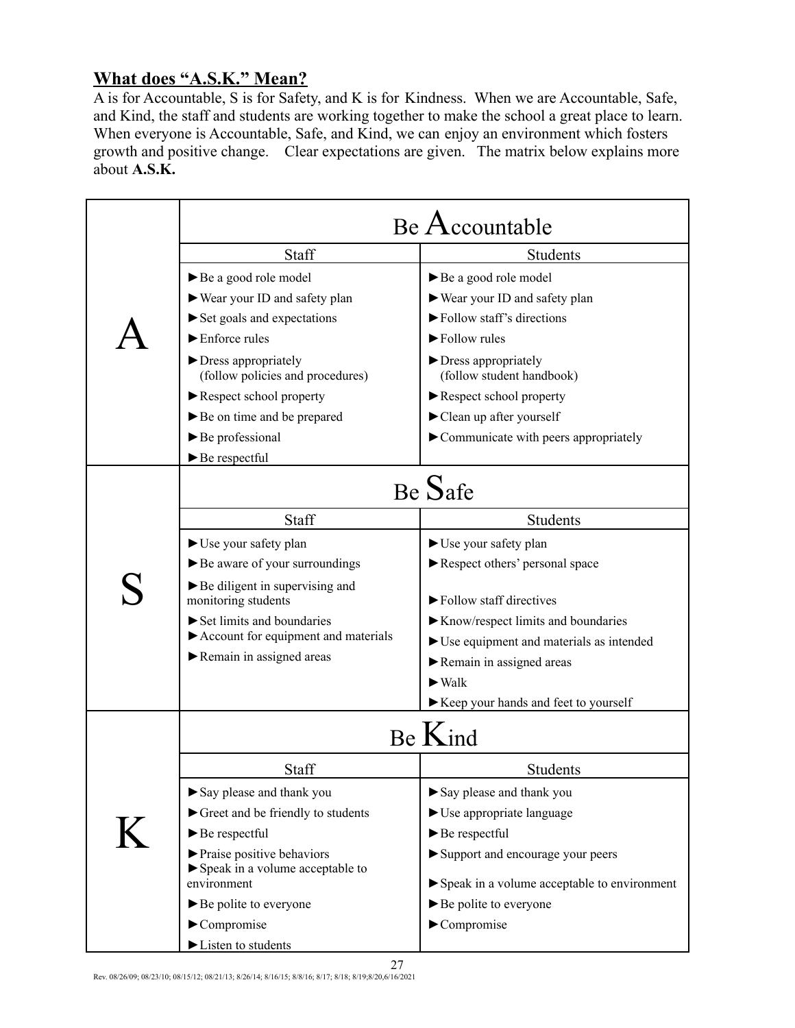## What does "A.S.K." Mean?

A is for Accountable, S is for Safety, and K is for Kindness. When we are Accountable, Safe, and Kind, the staff and students are working together to make the school a great place to learn. When everyone is Accountable, Safe, and Kind, we can enjoy an environment which fosters growth and positive change. Clear expectations are given. The matrix below explains more about **A.S.K.**

| | Be Accountable | |
|---|---|---|
| | **Staff** | **Students** |
| **A** | ►Be a good role model<br>►Wear your ID and safety plan<br>►Set goals and expectations<br>►Enforce rules<br>►Dress appropriately (follow policies and procedures)<br>►Respect school property<br>►Be on time and be prepared<br>►Be professional<br>►Be respectful | ►Be a good role model<br>►Wear your ID and safety plan<br>►Follow staff's directions<br>►Follow rules<br>►Dress appropriately (follow student handbook)<br>►Respect school property<br>►Clean up after yourself<br>►Communicate with peers appropriately |
| | **Be Safe** | |
| | **Staff** | **Students** |
| **S** | ►Use your safety plan<br>►Be aware of your surroundings<br>►Be diligent in supervising and monitoring students<br>►Set limits and boundaries<br>►Account for equipment and materials<br>►Remain in assigned areas | ►Use your safety plan<br>►Respect others' personal space<br>►Follow staff directives<br>►Know/respect limits and boundaries<br>►Use equipment and materials as intended<br>►Remain in assigned areas<br>►Walk<br>►Keep your hands and feet to yourself |
| | **Be Kind** | |
| | **Staff** | **Students** |
| **K** | ►Say please and thank you<br>►Greet and be friendly to students<br>►Be respectful<br>►Praise positive behaviors<br>►Speak in a volume acceptable to environment<br>►Be polite to everyone<br>►Compromise<br>►Listen to students | ►Say please and thank you<br>►Use appropriate language<br>►Be respectful<br>►Support and encourage your peers<br>►Speak in a volume acceptable to environment<br>►Be polite to everyone<br>►Compromise |

Rev. 08/26/09; 08/23/10; 08/15/12; 08/21/13; 8/26/14; 8/16/15; 8/8/16; 8/17; 8/18; 8/19;8/20,6/16/2021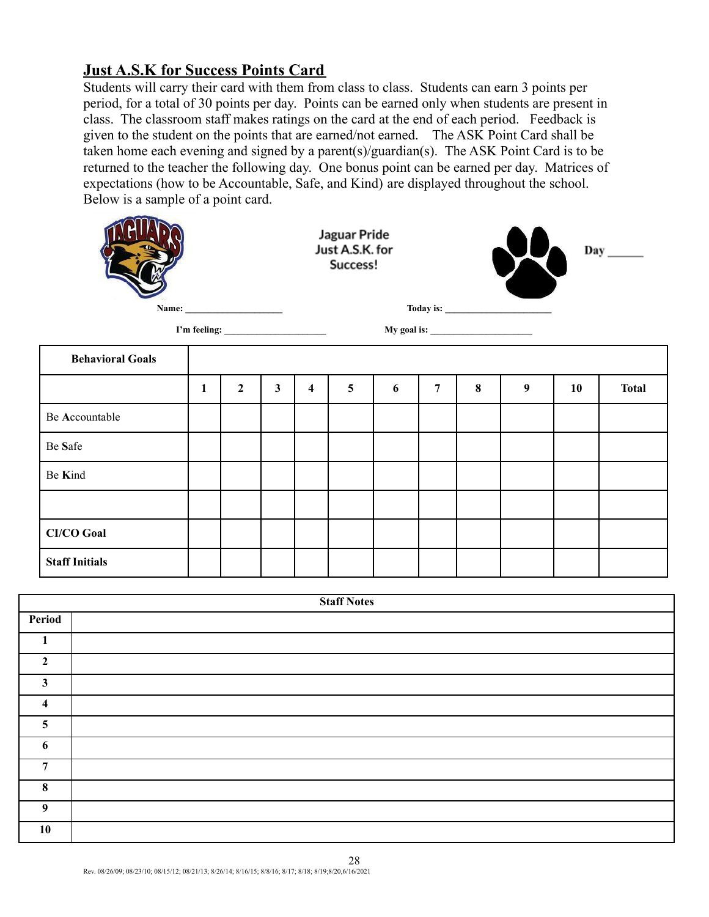## Just A.S.K for Success Points Card

Students will carry their card with them from class to class. Students can earn 3 points per period, for a total of 30 points per day. Points can be earned only when students are present in class. The classroom staff makes ratings on the card at the end of each period. Feedback is given to the student on the points that are earned/not earned. The ASK Point Card shall be taken home each evening and signed by a parent(s)/guardian(s). The ASK Point Card is to be returned to the teacher the following day. One bonus point can be earned per day. Matrices of expectations (how to be Accountable, Safe, and Kind) are displayed throughout the school. Below is a sample of a point card.

Jaguar Pride
Just A.S.K. for Success!

**Day** ______

**Name:** ____________________ **Today is:** ______________________

**I'm feeling:** _____________________ **My goal is:** ______________________

| **Behavioral Goals** | | | | | | | | | | | |
|---|---|---|---|---|---|---|---|---|---|---|---|
| | **1** | **2** | **3** | **4** | **5** | **6** | **7** | **8** | **9** | **10** | **Total** |
| Be **A**ccountable | | | | | | | | | | | |
| Be **S**afe | | | | | | | | | | | |
| Be **K**ind | | | | | | | | | | | |
| | | | | | | | | | | | |
| **CI/CO Goal** | | | | | | | | | | | |
| **Staff Initials** | | | | | | | | | | | |

| **Staff Notes** | |
|---|---|
| **Period** | |
| **1** | |
| **2** | |
| **3** | |
| **4** | |
| **5** | |
| **6** | |
| **7** | |
| **8** | |
| **9** | |
| **10** | |

Rev. 08/26/09; 08/23/10; 08/15/12; 08/21/13; 8/26/14; 8/16/15; 8/8/16; 8/17; 8/18; 8/19;8/20,6/16/2021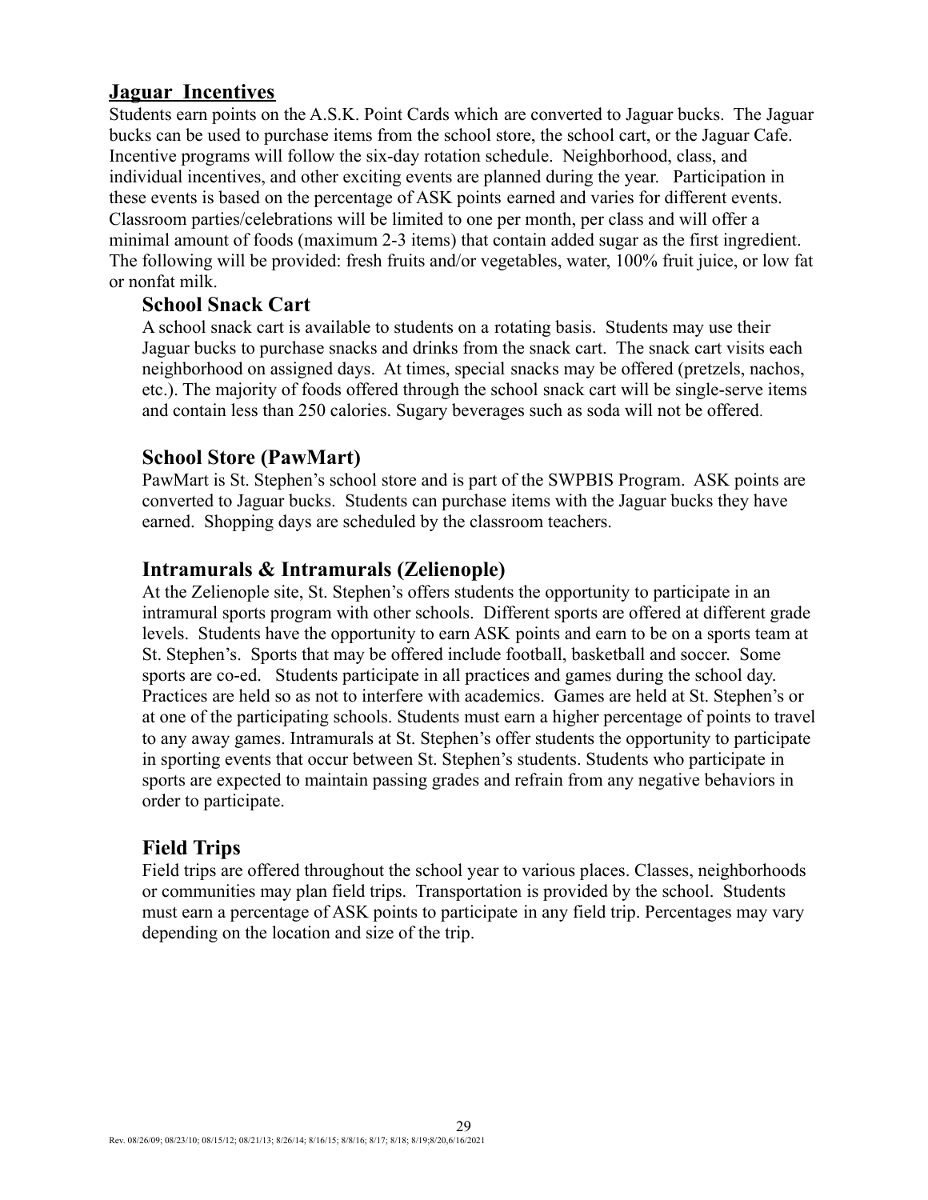## Jaguar Incentives

Students earn points on the A.S.K. Point Cards which are converted to Jaguar bucks. The Jaguar bucks can be used to purchase items from the school store, the school cart, or the Jaguar Cafe. Incentive programs will follow the six-day rotation schedule. Neighborhood, class, and individual incentives, and other exciting events are planned during the year. Participation in these events is based on the percentage of ASK points earned and varies for different events. Classroom parties/celebrations will be limited to one per month, per class and will offer a minimal amount of foods (maximum 2-3 items) that contain added sugar as the first ingredient. The following will be provided: fresh fruits and/or vegetables, water, 100% fruit juice, or low fat or nonfat milk.

### School Snack Cart

A school snack cart is available to students on a rotating basis. Students may use their Jaguar bucks to purchase snacks and drinks from the snack cart. The snack cart visits each neighborhood on assigned days. At times, special snacks may be offered (pretzels, nachos, etc.). The majority of foods offered through the school snack cart will be single-serve items and contain less than 250 calories. Sugary beverages such as soda will not be offered.

### School Store (PawMart)

PawMart is St. Stephen's school store and is part of the SWPBIS Program. ASK points are converted to Jaguar bucks. Students can purchase items with the Jaguar bucks they have earned. Shopping days are scheduled by the classroom teachers.

### Intramurals & Intramurals (Zelienople)

At the Zelienople site, St. Stephen's offers students the opportunity to participate in an intramural sports program with other schools. Different sports are offered at different grade levels. Students have the opportunity to earn ASK points and earn to be on a sports team at St. Stephen's. Sports that may be offered include football, basketball and soccer. Some sports are co-ed. Students participate in all practices and games during the school day. Practices are held so as not to interfere with academics. Games are held at St. Stephen's or at one of the participating schools. Students must earn a higher percentage of points to travel to any away games. Intramurals at St. Stephen's offer students the opportunity to participate in sporting events that occur between St. Stephen's students. Students who participate in sports are expected to maintain passing grades and refrain from any negative behaviors in order to participate.

### Field Trips

Field trips are offered throughout the school year to various places. Classes, neighborhoods or communities may plan field trips. Transportation is provided by the school. Students must earn a percentage of ASK points to participate in any field trip. Percentages may vary depending on the location and size of the trip.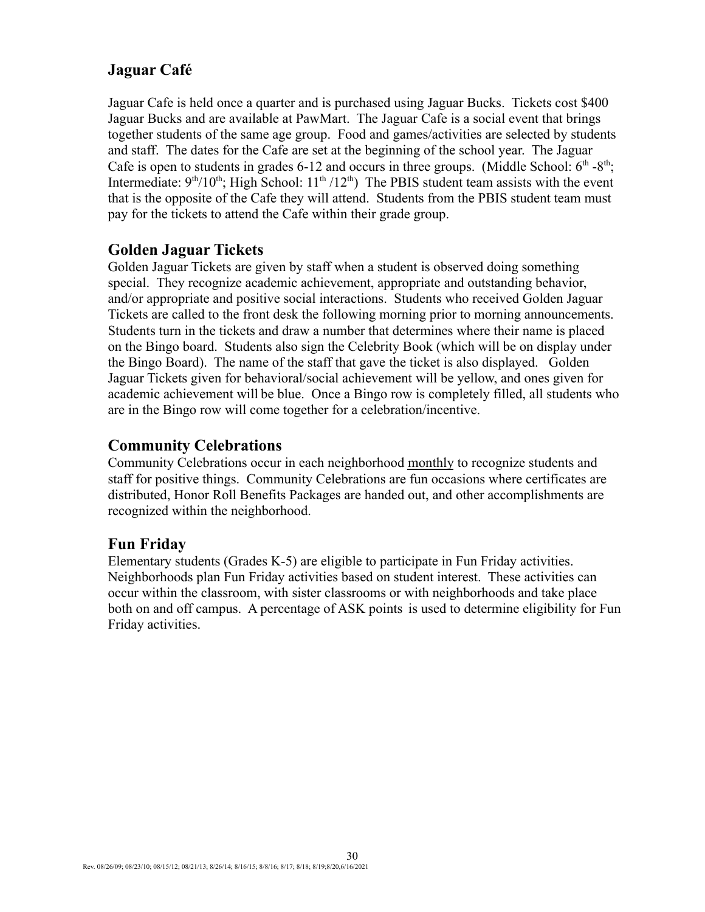## Jaguar Café

Jaguar Cafe is held once a quarter and is purchased using Jaguar Bucks. Tickets cost $400 Jaguar Bucks and are available at PawMart. The Jaguar Cafe is a social event that brings together students of the same age group. Food and games/activities are selected by students and staff. The dates for the Cafe are set at the beginning of the school year. The Jaguar Cafe is open to students in grades 6-12 and occurs in three groups. (Middle School: 6th -8th; Intermediate: 9th/10th; High School: 11th /12th) The PBIS student team assists with the event that is the opposite of the Cafe they will attend. Students from the PBIS student team must pay for the tickets to attend the Cafe within their grade group.

## Golden Jaguar Tickets

Golden Jaguar Tickets are given by staff when a student is observed doing something special. They recognize academic achievement, appropriate and outstanding behavior, and/or appropriate and positive social interactions. Students who received Golden Jaguar Tickets are called to the front desk the following morning prior to morning announcements. Students turn in the tickets and draw a number that determines where their name is placed on the Bingo board. Students also sign the Celebrity Book (which will be on display under the Bingo Board). The name of the staff that gave the ticket is also displayed. Golden Jaguar Tickets given for behavioral/social achievement will be yellow, and ones given for academic achievement will be blue. Once a Bingo row is completely filled, all students who are in the Bingo row will come together for a celebration/incentive.

## Community Celebrations

Community Celebrations occur in each neighborhood monthly to recognize students and staff for positive things. Community Celebrations are fun occasions where certificates are distributed, Honor Roll Benefits Packages are handed out, and other accomplishments are recognized within the neighborhood.

## Fun Friday

Elementary students (Grades K-5) are eligible to participate in Fun Friday activities. Neighborhoods plan Fun Friday activities based on student interest. These activities can occur within the classroom, with sister classrooms or with neighborhoods and take place both on and off campus. A percentage of ASK points is used to determine eligibility for Fun Friday activities.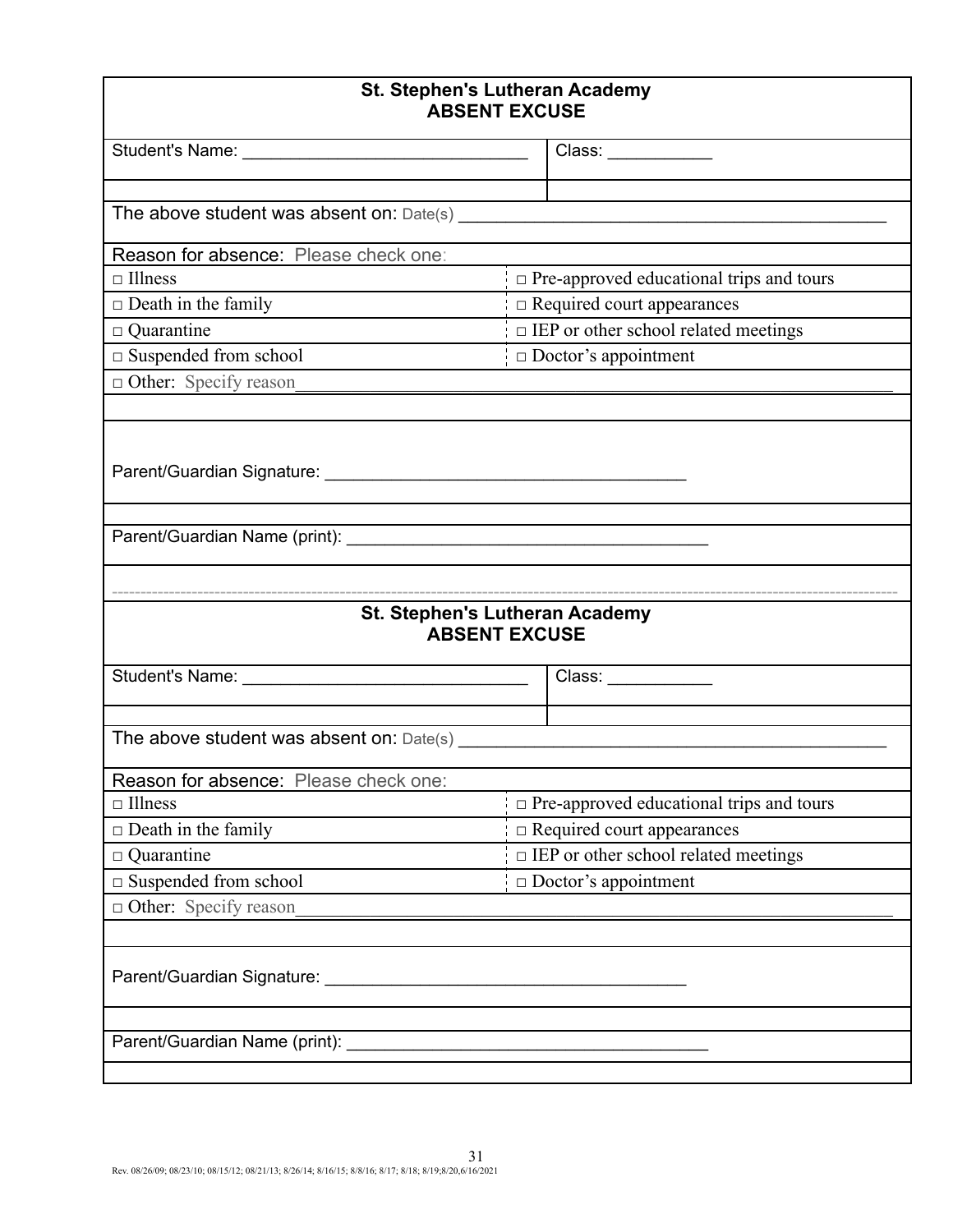**St. Stephen's Lutheran Academy**
**ABSENT EXCUSE**

| | |
|---|---|
| Student's Name: ______________________________ | Class: ___________ |
| | |
| The above student was absent on: Date(s) ____________________________________________ | |
| Reason for absence: Please check one: | |
| □ Illness | □ Pre-approved educational trips and tours |
| □ Death in the family | □ Required court appearances |
| □ Quarantine | □ IEP or other school related meetings |
| □ Suspended from school | □ Doctor's appointment |
| □ Other: Specify reason______________________________________________________________ | |
| | |
| Parent/Guardian Signature: ______________________________________ | |
| | |
| Parent/Guardian Name (print): ______________________________________ | |
| | |

---

**St. Stephen's Lutheran Academy**
**ABSENT EXCUSE**

| | |
|---|---|
| Student's Name: ______________________________ | Class: ___________ |
| | |
| The above student was absent on: Date(s) ____________________________________________ | |
| Reason for absence: Please check one: | |
| □ Illness | □ Pre-approved educational trips and tours |
| □ Death in the family | □ Required court appearances |
| □ Quarantine | □ IEP or other school related meetings |
| □ Suspended from school | □ Doctor's appointment |
| □ Other: Specify reason______________________________________________________________ | |
| | |
| Parent/Guardian Signature: ______________________________________ | |
| | |
| Parent/Guardian Name (print): ______________________________________ | |
| | |

Rev. 08/26/09; 08/23/10; 08/15/12; 08/21/13; 8/26/14; 8/16/15; 8/8/16; 8/17; 8/18; 8/19;8/20,6/16/2021